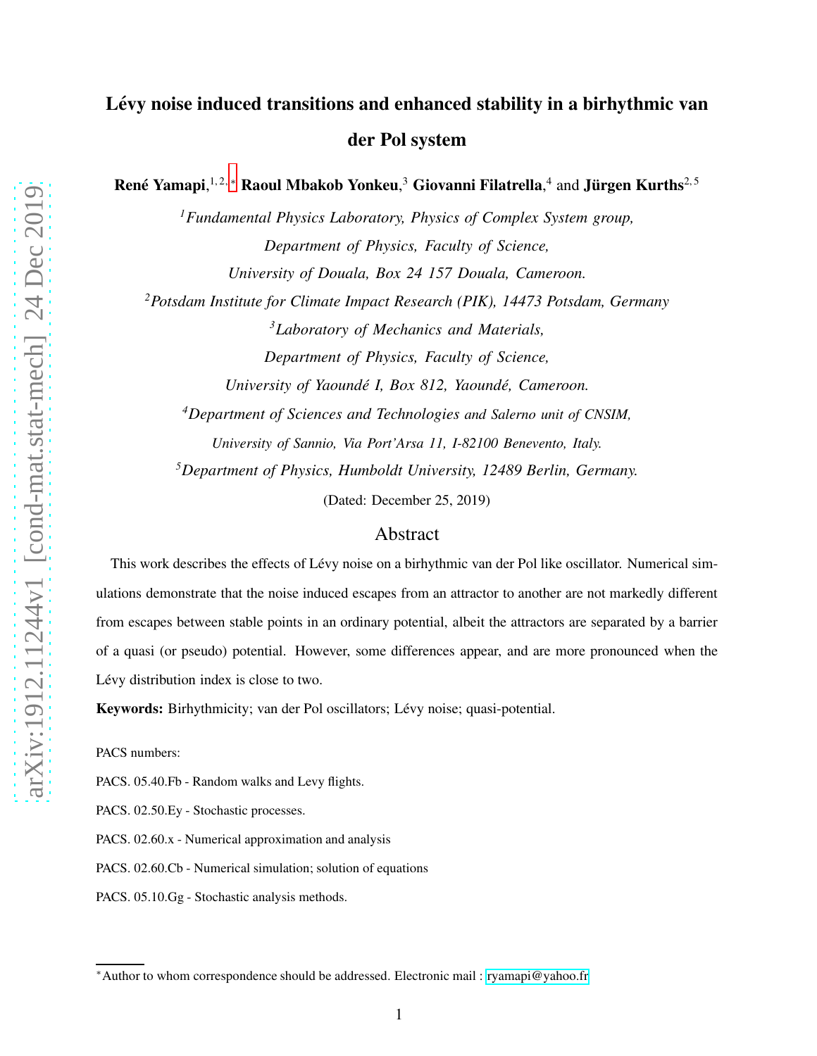# Lévy noise induced transitions and enhanced stability in a birhythmic van der Pol system

**René Yamapi**,[1,2,*] **Raoul Mbakob Yonkeu**,[3] **Giovanni Filatrella**,[4] and **Jürgen Kurths**[2,5]

[1]*Fundamental Physics Laboratory, Physics of Complex System group, Department of Physics, Faculty of Science, University of Douala, Box 24 157 Douala, Cameroon.*

[2]*Potsdam Institute for Climate Impact Research (PIK), 14473 Potsdam, Germany*

[3]*Laboratory of Mechanics and Materials, Department of Physics, Faculty of Science, University of Yaoundé I, Box 812, Yaoundé, Cameroon.*

[4]*Department of Sciences and Technologies and Salerno unit of CNSIM, University of Sannio, Via Port'Arsa 11, I-82100 Benevento, Italy.*

[5]*Department of Physics, Humboldt University, 12489 Berlin, Germany.*

(Dated: December 25, 2019)

## Abstract

This work describes the effects of Lévy noise on a birhythmic van der Pol like oscillator. Numerical simulations demonstrate that the noise induced escapes from an attractor to another are not markedly different from escapes between stable points in an ordinary potential, albeit the attractors are separated by a barrier of a quasi (or pseudo) potential. However, some differences appear, and are more pronounced when the Lévy distribution index is close to two.

**Keywords:** Birhythmicity; van der Pol oscillators; Lévy noise; quasi-potential.

PACS numbers:

PACS. 05.40.Fb - Random walks and Levy flights.

PACS. 02.50.Ey - Stochastic processes.

PACS. 02.60.x - Numerical approximation and analysis

PACS. 02.60.Cb - Numerical simulation; solution of equations

PACS. 05.10.Gg - Stochastic analysis methods.

---

*Author to whom correspondence should be addressed. Electronic mail : ryamapi@yahoo.fr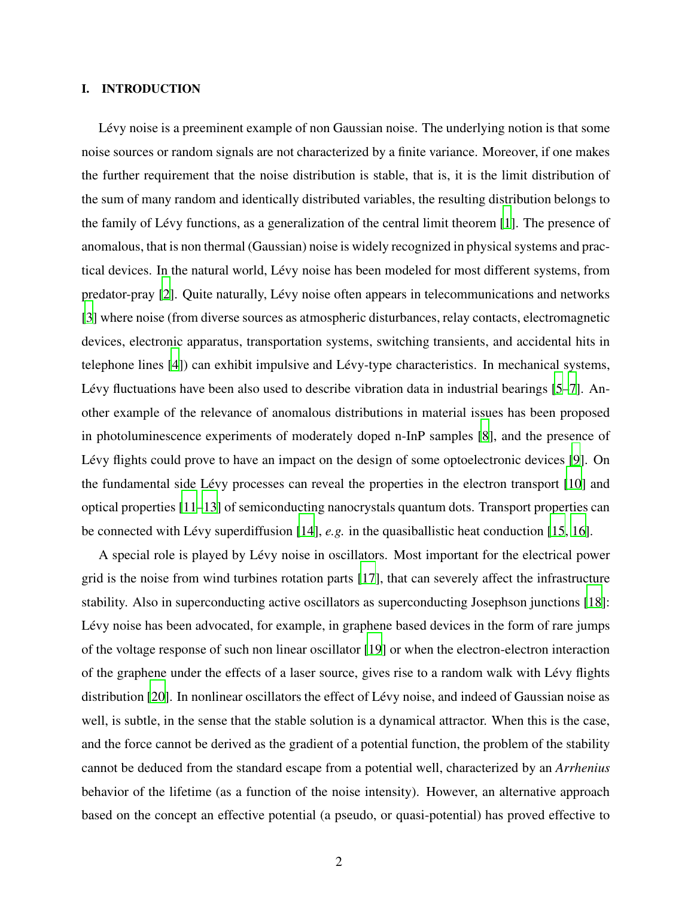## I. INTRODUCTION

Lévy noise is a preeminent example of non Gaussian noise. The underlying notion is that some noise sources or random signals are not characterized by a finite variance. Moreover, if one makes the further requirement that the noise distribution is stable, that is, it is the limit distribution of the sum of many random and identically distributed variables, the resulting distribution belongs to the family of Lévy functions, as a generalization of the central limit theorem [1]. The presence of anomalous, that is non thermal (Gaussian) noise is widely recognized in physical systems and practical devices. In the natural world, Lévy noise has been modeled for most different systems, from predator-pray [2]. Quite naturally, Lévy noise often appears in telecommunications and networks [3] where noise (from diverse sources as atmospheric disturbances, relay contacts, electromagnetic devices, electronic apparatus, transportation systems, switching transients, and accidental hits in telephone lines [4]) can exhibit impulsive and Lévy-type characteristics. In mechanical systems, Lévy fluctuations have been also used to describe vibration data in industrial bearings [5–7]. Another example of the relevance of anomalous distributions in material issues has been proposed in photoluminescence experiments of moderately doped n-InP samples [8], and the presence of Lévy flights could prove to have an impact on the design of some optoelectronic devices [9]. On the fundamental side Lévy processes can reveal the properties in the electron transport [10] and optical properties [11–13] of semiconducting nanocrystals quantum dots. Transport properties can be connected with Lévy superdiffusion [14], *e.g.* in the quasiballistic heat conduction [15, 16].

A special role is played by Lévy noise in oscillators. Most important for the electrical power grid is the noise from wind turbines rotation parts [17], that can severely affect the infrastructure stability. Also in superconducting active oscillators as superconducting Josephson junctions [18]: Lévy noise has been advocated, for example, in graphene based devices in the form of rare jumps of the voltage response of such non linear oscillator [19] or when the electron-electron interaction of the graphene under the effects of a laser source, gives rise to a random walk with Lévy flights distribution [20]. In nonlinear oscillators the effect of Lévy noise, and indeed of Gaussian noise as well, is subtle, in the sense that the stable solution is a dynamical attractor. When this is the case, and the force cannot be derived as the gradient of a potential function, the problem of the stability cannot be deduced from the standard escape from a potential well, characterized by an *Arrhenius* behavior of the lifetime (as a function of the noise intensity). However, an alternative approach based on the concept an effective potential (a pseudo, or quasi-potential) has proved effective to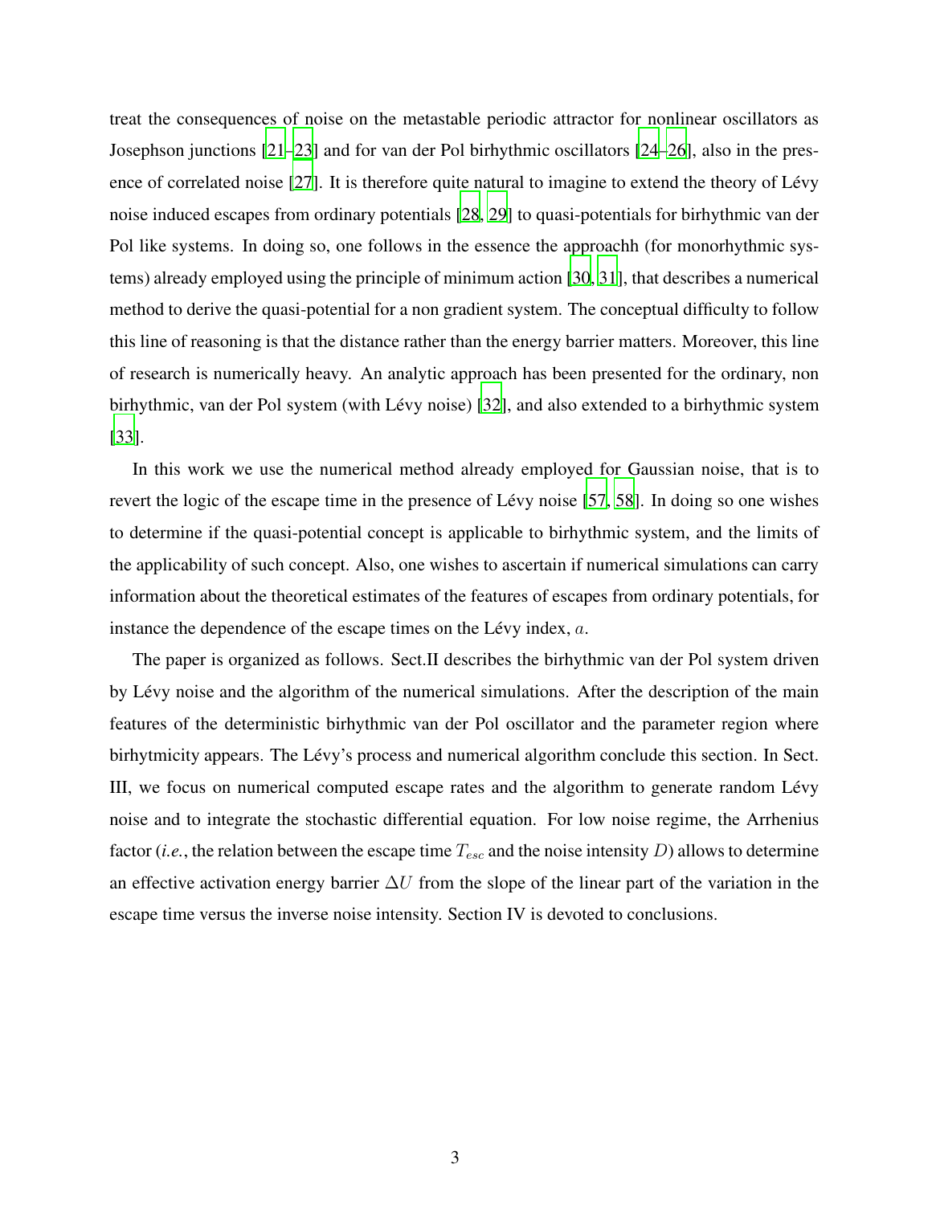treat the consequences of noise on the metastable periodic attractor for nonlinear oscillators as Josephson junctions [21–23] and for van der Pol birhythmic oscillators [24–26], also in the presence of correlated noise [27]. It is therefore quite natural to imagine to extend the theory of Lévy noise induced escapes from ordinary potentials [28, 29] to quasi-potentials for birhythmic van der Pol like systems. In doing so, one follows in the essence the approachh (for monorhythmic systems) already employed using the principle of minimum action [30, 31], that describes a numerical method to derive the quasi-potential for a non gradient system. The conceptual difficulty to follow this line of reasoning is that the distance rather than the energy barrier matters. Moreover, this line of research is numerically heavy. An analytic approach has been presented for the ordinary, non birhythmic, van der Pol system (with Lévy noise) [32], and also extended to a birhythmic system [33].

In this work we use the numerical method already employed for Gaussian noise, that is to revert the logic of the escape time in the presence of Lévy noise [57, 58]. In doing so one wishes to determine if the quasi-potential concept is applicable to birhythmic system, and the limits of the applicability of such concept. Also, one wishes to ascertain if numerical simulations can carry information about the theoretical estimates of the features of escapes from ordinary potentials, for instance the dependence of the escape times on the Lévy index, $a$.

The paper is organized as follows. Sect.II describes the birhythmic van der Pol system driven by Lévy noise and the algorithm of the numerical simulations. After the description of the main features of the deterministic birhythmic van der Pol oscillator and the parameter region where birhytmicity appears. The Lévy's process and numerical algorithm conclude this section. In Sect. III, we focus on numerical computed escape rates and the algorithm to generate random Lévy noise and to integrate the stochastic differential equation. For low noise regime, the Arrhenius factor (*i.e.*, the relation between the escape time $T_{esc}$ and the noise intensity $D$) allows to determine an effective activation energy barrier $\Delta U$ from the slope of the linear part of the variation in the escape time versus the inverse noise intensity. Section IV is devoted to conclusions.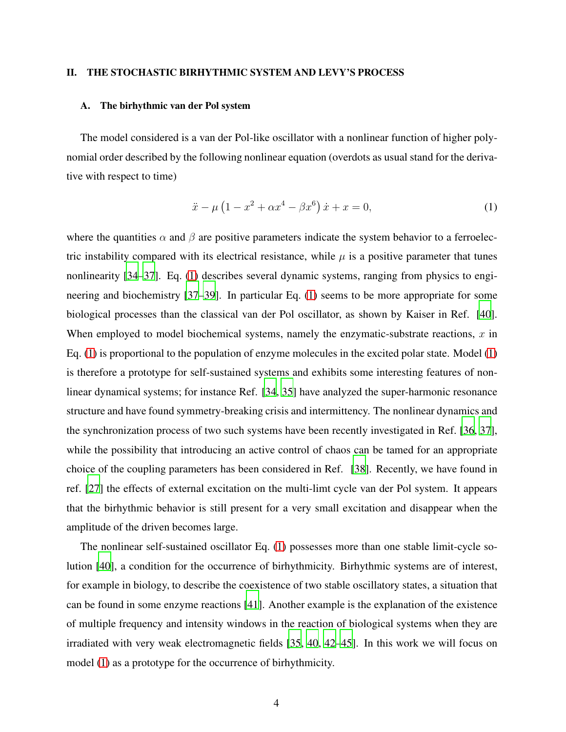## II. THE STOCHASTIC BIRHYTHMIC SYSTEM AND LEVY'S PROCESS

### A. The birhythmic van der Pol system

The model considered is a van der Pol-like oscillator with a nonlinear function of higher polynomial order described by the following nonlinear equation (overdots as usual stand for the derivative with respect to time)

$$\ddot{x} - \mu \left(1 - x^2 + \alpha x^4 - \beta x^6\right) \dot{x} + x = 0, \tag{1}$$

where the quantities $\alpha$ and $\beta$ are positive parameters indicate the system behavior to a ferroelectric instability compared with its electrical resistance, while $\mu$ is a positive parameter that tunes nonlinearity [34–37]. Eq. (1) describes several dynamic systems, ranging from physics to engineering and biochemistry [37–39]. In particular Eq. (1) seems to be more appropriate for some biological processes than the classical van der Pol oscillator, as shown by Kaiser in Ref. [40]. When employed to model biochemical systems, namely the enzymatic-substrate reactions, $x$ in Eq. (1) is proportional to the population of enzyme molecules in the excited polar state. Model (1) is therefore a prototype for self-sustained systems and exhibits some interesting features of nonlinear dynamical systems; for instance Ref. [34, 35] have analyzed the super-harmonic resonance structure and have found symmetry-breaking crisis and intermittency. The nonlinear dynamics and the synchronization process of two such systems have been recently investigated in Ref. [36, 37], while the possibility that introducing an active control of chaos can be tamed for an appropriate choice of the coupling parameters has been considered in Ref. [38]. Recently, we have found in ref. [27] the effects of external excitation on the multi-limt cycle van der Pol system. It appears that the birhythmic behavior is still present for a very small excitation and disappear when the amplitude of the driven becomes large.

The nonlinear self-sustained oscillator Eq. (1) possesses more than one stable limit-cycle solution [40], a condition for the occurrence of birhythmicity. Birhythmic systems are of interest, for example in biology, to describe the coexistence of two stable oscillatory states, a situation that can be found in some enzyme reactions [41]. Another example is the explanation of the existence of multiple frequency and intensity windows in the reaction of biological systems when they are irradiated with very weak electromagnetic fields [35, 40, 42–45]. In this work we will focus on model (1) as a prototype for the occurrence of birhythmicity.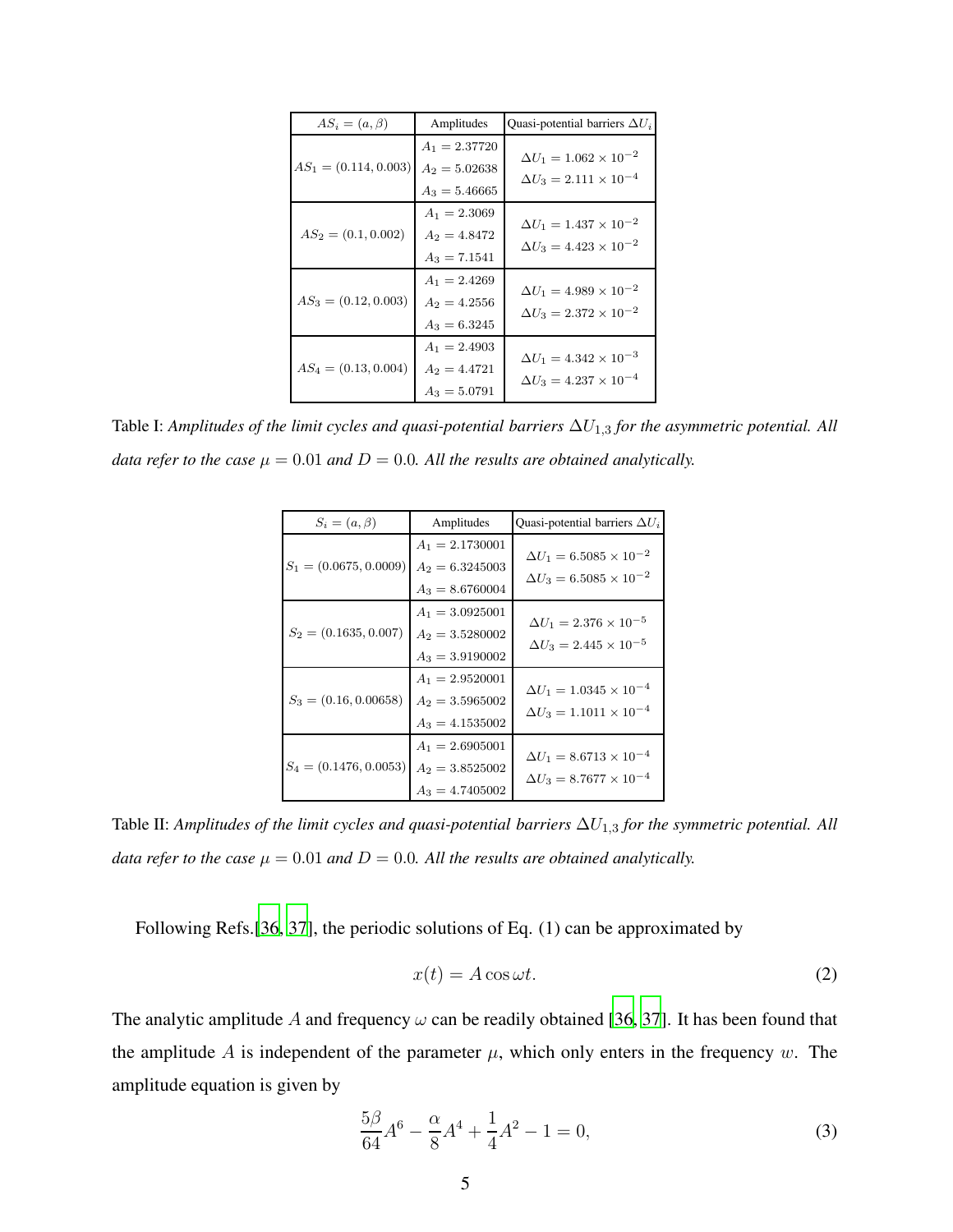| $AS_i = (a, \beta)$ | Amplitudes | Quasi-potential barriers $\Delta U_i$ |
|---|---|---|
| $AS_1 = (0.114, 0.003)$ | $A_1 = 2.37720$<br>$A_2 = 5.02638$<br>$A_3 = 5.46665$ | $\Delta U_1 = 1.062 \times 10^{-2}$<br>$\Delta U_3 = 2.111 \times 10^{-4}$ |
| $AS_2 = (0.1, 0.002)$ | $A_1 = 2.3069$<br>$A_2 = 4.8472$<br>$A_3 = 7.1541$ | $\Delta U_1 = 1.437 \times 10^{-2}$<br>$\Delta U_3 = 4.423 \times 10^{-2}$ |
| $AS_3 = (0.12, 0.003)$ | $A_1 = 2.4269$<br>$A_2 = 4.2556$<br>$A_3 = 6.3245$ | $\Delta U_1 = 4.989 \times 10^{-2}$<br>$\Delta U_3 = 2.372 \times 10^{-2}$ |
| $AS_4 = (0.13, 0.004)$ | $A_1 = 2.4903$<br>$A_2 = 4.4721$<br>$A_3 = 5.0791$ | $\Delta U_1 = 4.342 \times 10^{-3}$<br>$\Delta U_3 = 4.237 \times 10^{-4}$ |

Table I: *Amplitudes of the limit cycles and quasi-potential barriers $\Delta U_{1,3}$ for the asymmetric potential. All data refer to the case $\mu = 0.01$ and $D = 0.0$. All the results are obtained analytically.*

| $S_i = (a, \beta)$ | Amplitudes | Quasi-potential barriers $\Delta U_i$ |
|---|---|---|
| $S_1 = (0.0675, 0.0009)$ | $A_1 = 2.1730001$<br>$A_2 = 6.3245003$<br>$A_3 = 8.6760004$ | $\Delta U_1 = 6.5085 \times 10^{-2}$<br>$\Delta U_3 = 6.5085 \times 10^{-2}$ |
| $S_2 = (0.1635, 0.007)$ | $A_1 = 3.0925001$<br>$A_2 = 3.5280002$<br>$A_3 = 3.9190002$ | $\Delta U_1 = 2.376 \times 10^{-5}$<br>$\Delta U_3 = 2.445 \times 10^{-5}$ |
| $S_3 = (0.16, 0.00658)$ | $A_1 = 2.9520001$<br>$A_2 = 3.5965002$<br>$A_3 = 4.1535002$ | $\Delta U_1 = 1.0345 \times 10^{-4}$<br>$\Delta U_3 = 1.1011 \times 10^{-4}$ |
| $S_4 = (0.1476, 0.0053)$ | $A_1 = 2.6905001$<br>$A_2 = 3.8525002$<br>$A_3 = 4.7405002$ | $\Delta U_1 = 8.6713 \times 10^{-4}$<br>$\Delta U_3 = 8.7677 \times 10^{-4}$ |

Table II: *Amplitudes of the limit cycles and quasi-potential barriers $\Delta U_{1,3}$ for the symmetric potential. All data refer to the case $\mu = 0.01$ and $D = 0.0$. All the results are obtained analytically.*

Following Refs.[36, 37], the periodic solutions of Eq. (1) can be approximated by

$$x(t) = A \cos \omega t. \tag{2}$$

The analytic amplitude $A$ and frequency $\omega$ can be readily obtained [36, 37]. It has been found that the amplitude $A$ is independent of the parameter $\mu$, which only enters in the frequency $w$. The amplitude equation is given by

$$\frac{5\beta}{64}A^6 - \frac{\alpha}{8}A^4 + \frac{1}{4}A^2 - 1 = 0, \tag{3}$$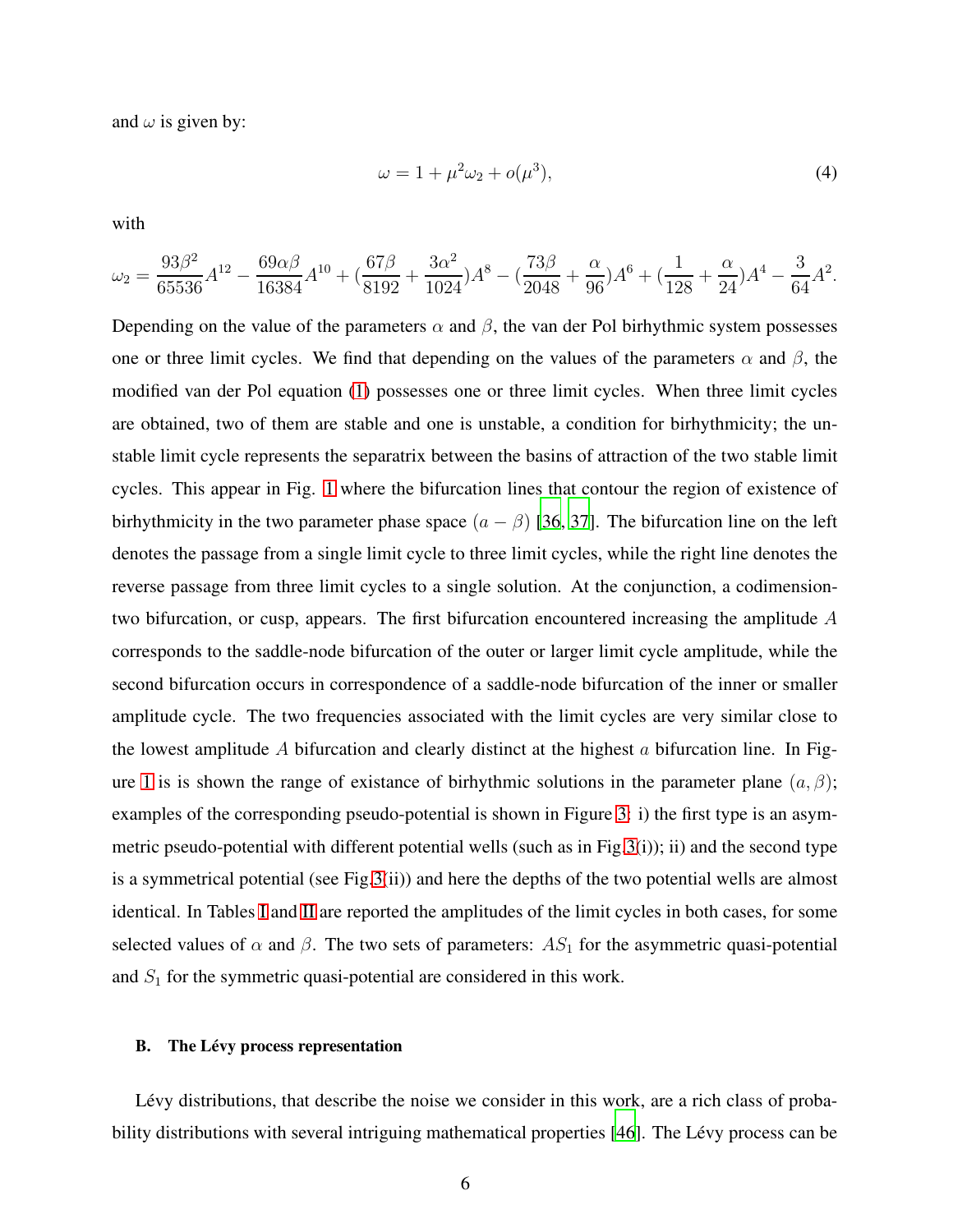and $\omega$ is given by:

$$\omega = 1 + \mu^2 \omega_2 + o(\mu^3), \tag{4}$$

with

$$\omega_2 = \frac{93\beta^2}{65536}A^{12} - \frac{69\alpha\beta}{16384}A^{10} + (\frac{67\beta}{8192} + \frac{3\alpha^2}{1024})A^8 - (\frac{73\beta}{2048} + \frac{\alpha}{96})A^6 + (\frac{1}{128} + \frac{\alpha}{24})A^4 - \frac{3}{64}A^2.$$

Depending on the value of the parameters $\alpha$ and $\beta$, the van der Pol birhythmic system possesses one or three limit cycles. We find that depending on the values of the parameters $\alpha$ and $\beta$, the modified van der Pol equation (1) possesses one or three limit cycles. When three limit cycles are obtained, two of them are stable and one is unstable, a condition for birhythmicity; the unstable limit cycle represents the separatrix between the basins of attraction of the two stable limit cycles. This appear in Fig. 1 where the bifurcation lines that contour the region of existence of birhythmicity in the two parameter phase space $(a - \beta)$ [36, 37]. The bifurcation line on the left denotes the passage from a single limit cycle to three limit cycles, while the right line denotes the reverse passage from three limit cycles to a single solution. At the conjunction, a codimension-two bifurcation, or cusp, appears. The first bifurcation encountered increasing the amplitude $A$ corresponds to the saddle-node bifurcation of the outer or larger limit cycle amplitude, while the second bifurcation occurs in correspondence of a saddle-node bifurcation of the inner or smaller amplitude cycle. The two frequencies associated with the limit cycles are very similar close to the lowest amplitude $A$ bifurcation and clearly distinct at the highest $a$ bifurcation line. In Figure 1 is is shown the range of existance of birhythmic solutions in the parameter plane $(a, \beta)$; examples of the corresponding pseudo-potential is shown in Figure 3: i) the first type is an asymmetric pseudo-potential with different potential wells (such as in Fig.3(i)); ii) and the second type is a symmetrical potential (see Fig.3(ii)) and here the depths of the two potential wells are almost identical. In Tables I and II are reported the amplitudes of the limit cycles in both cases, for some selected values of $\alpha$ and $\beta$. The two sets of parameters: $AS_1$ for the asymmetric quasi-potential and $S_1$ for the symmetric quasi-potential are considered in this work.

### B. The Lévy process representation

Lévy distributions, that describe the noise we consider in this work, are a rich class of probability distributions with several intriguing mathematical properties [46]. The Lévy process can be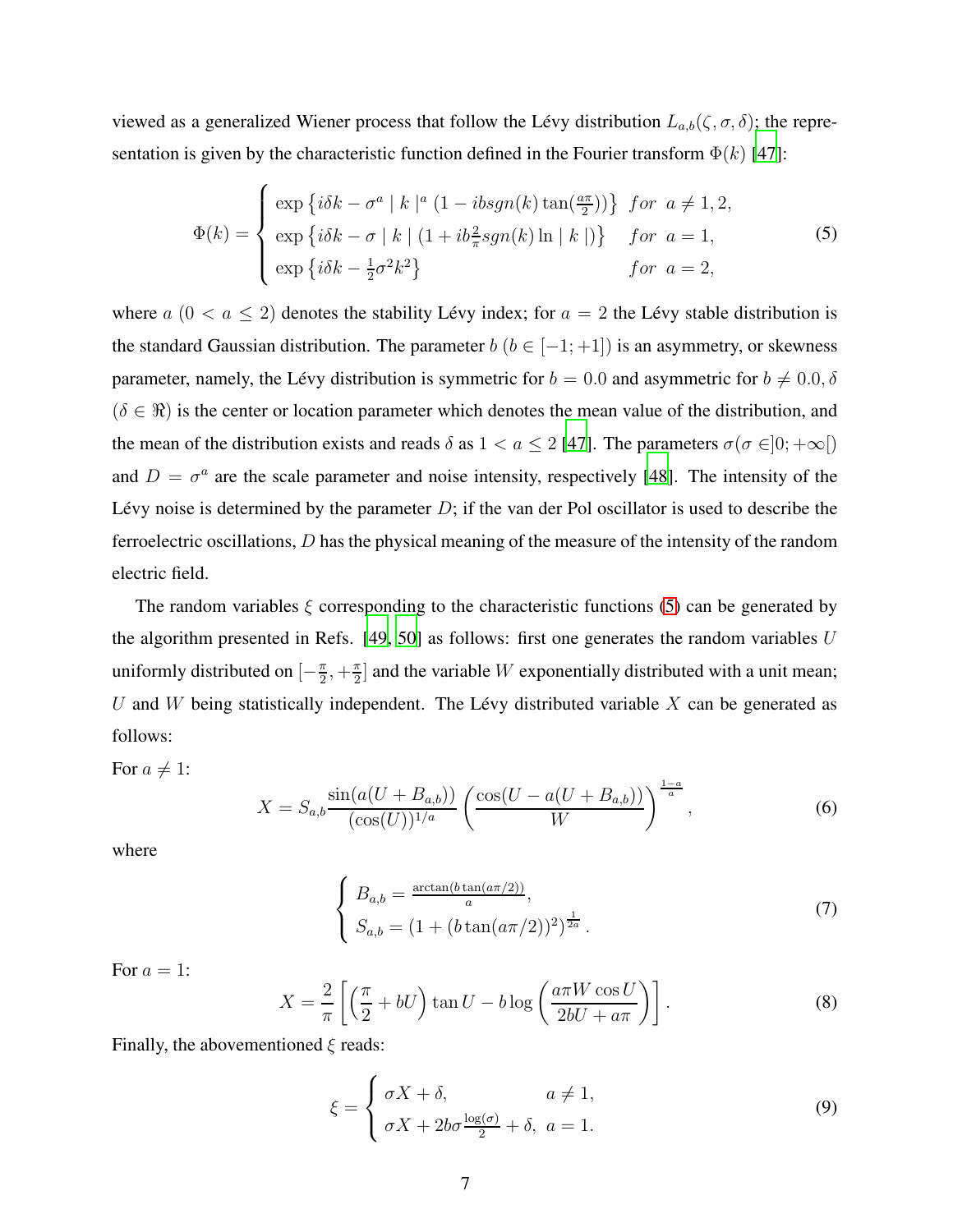viewed as a generalized Wiener process that follow the Lévy distribution $L_{a,b}(\zeta, \sigma, \delta)$; the representation is given by the characteristic function defined in the Fourier transform $\Phi(k)$ [47]:

$$
\Phi(k) = \begin{cases} \exp\left\{ i\delta k - \sigma^a \mid k \mid^a (1 - ibsgn(k)\tan(\frac{a\pi}{2})) \right\} & for \;\; a \neq 1, 2, \\ \exp\left\{ i\delta k - \sigma \mid k \mid (1 + ib\frac{2}{\pi}sgn(k)\ln \mid k \mid) \right\} & for \;\; a = 1, \\ \exp\left\{ i\delta k - \frac{1}{2}\sigma^2 k^2 \right\} & for \;\; a = 2, \end{cases} \tag{5}
$$

where $a$ ($0 < a \leq 2$) denotes the stability Lévy index; for $a = 2$ the Lévy stable distribution is the standard Gaussian distribution. The parameter $b$ ($b \in [-1; +1]$) is an asymmetry, or skewness parameter, namely, the Lévy distribution is symmetric for $b = 0.0$ and asymmetric for $b \neq 0.0$, $\delta$ ($\delta \in \Re$) is the center or location parameter which denotes the mean value of the distribution, and the mean of the distribution exists and reads $\delta$ as $1 < a \leq 2$ [47]. The parameters $\sigma(\sigma \in ]0; +\infty[)$ and $D = \sigma^a$ are the scale parameter and noise intensity, respectively [48]. The intensity of the Lévy noise is determined by the parameter $D$; if the van der Pol oscillator is used to describe the ferroelectric oscillations, $D$ has the physical meaning of the measure of the intensity of the random electric field.

The random variables $\xi$ corresponding to the characteristic functions (5) can be generated by the algorithm presented in Refs. [49, 50] as follows: first one generates the random variables $U$ uniformly distributed on $[-\frac{\pi}{2}, +\frac{\pi}{2}]$ and the variable $W$ exponentially distributed with a unit mean; $U$ and $W$ being statistically independent. The Lévy distributed variable $X$ can be generated as follows:

For $a \neq 1$:

$$
X = S_{a,b} \frac{\sin(a(U + B_{a,b}))}{(\cos(U))^{1/a}} \left( \frac{\cos(U - a(U + B_{a,b}))}{W} \right)^{\frac{1-a}{a}}, \tag{6}
$$

where

$$
\begin{cases} B_{a,b} = \frac{\arctan(b\tan(a\pi/2))}{a}, \\ S_{a,b} = (1 + (b\tan(a\pi/2))^2)^{\frac{1}{2a}}. \end{cases} \tag{7}
$$

For $a = 1$:

$$
X = \frac{2}{\pi} \left[ \left( \frac{\pi}{2} + bU \right) \tan U - b \log \left( \frac{a\pi W \cos U}{2bU + a\pi} \right) \right]. \tag{8}
$$

Finally, the abovementioned $\xi$ reads:

$$
\xi = \begin{cases} \sigma X + \delta, & a \neq 1, \\ \sigma X + 2b\sigma \frac{\log(\sigma)}{2} + \delta, & a = 1. \end{cases} \tag{9}
$$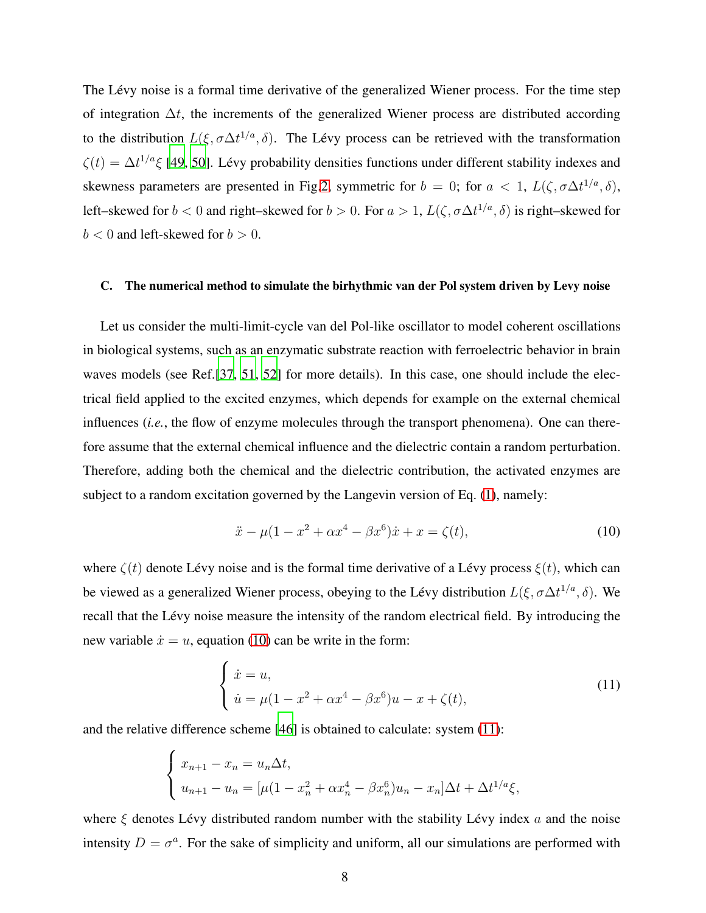The Lévy noise is a formal time derivative of the generalized Wiener process. For the time step of integration $\Delta t$, the increments of the generalized Wiener process are distributed according to the distribution $L(\xi, \sigma\Delta t^{1/a}, \delta)$. The Lévy process can be retrieved with the transformation $\zeta(t) = \Delta t^{1/a}\xi$ [49, 50]. Lévy probability densities functions under different stability indexes and skewness parameters are presented in Fig.2, symmetric for $b = 0$; for $a < 1$, $L(\zeta, \sigma\Delta t^{1/a}, \delta)$, left–skewed for $b < 0$ and right–skewed for $b > 0$. For $a > 1$, $L(\zeta, \sigma\Delta t^{1/a}, \delta)$ is right–skewed for $b < 0$ and left-skewed for $b > 0$.

### C. The numerical method to simulate the birhythmic van der Pol system driven by Levy noise

Let us consider the multi-limit-cycle van del Pol-like oscillator to model coherent oscillations in biological systems, such as an enzymatic substrate reaction with ferroelectric behavior in brain waves models (see Ref.[37, 51, 52] for more details). In this case, one should include the electrical field applied to the excited enzymes, which depends for example on the external chemical influences (*i.e.*, the flow of enzyme molecules through the transport phenomena). One can therefore assume that the external chemical influence and the dielectric contain a random perturbation. Therefore, adding both the chemical and the dielectric contribution, the activated enzymes are subject to a random excitation governed by the Langevin version of Eq. (1), namely:

$$\ddot{x} - \mu(1 - x^2 + \alpha x^4 - \beta x^6)\dot{x} + x = \zeta(t), \tag{10}$$

where $\zeta(t)$ denote Lévy noise and is the formal time derivative of a Lévy process $\xi(t)$, which can be viewed as a generalized Wiener process, obeying to the Lévy distribution $L(\xi, \sigma\Delta t^{1/a}, \delta)$. We recall that the Lévy noise measure the intensity of the random electrical field. By introducing the new variable $\dot{x} = u$, equation (10) can be write in the form:

$$\begin{cases} \dot{x} = u, \\ \dot{u} = \mu(1 - x^2 + \alpha x^4 - \beta x^6)u - x + \zeta(t), \end{cases} \tag{11}$$

and the relative difference scheme [46] is obtained to calculate: system (11):

$$\begin{cases} x_{n+1} - x_n = u_n \Delta t, \\ u_{n+1} - u_n = [\mu(1 - x_n^2 + \alpha x_n^4 - \beta x_n^6)u_n - x_n]\Delta t + \Delta t^{1/a}\xi, \end{cases}$$

where $\xi$ denotes Lévy distributed random number with the stability Lévy index $a$ and the noise intensity $D = \sigma^a$. For the sake of simplicity and uniform, all our simulations are performed with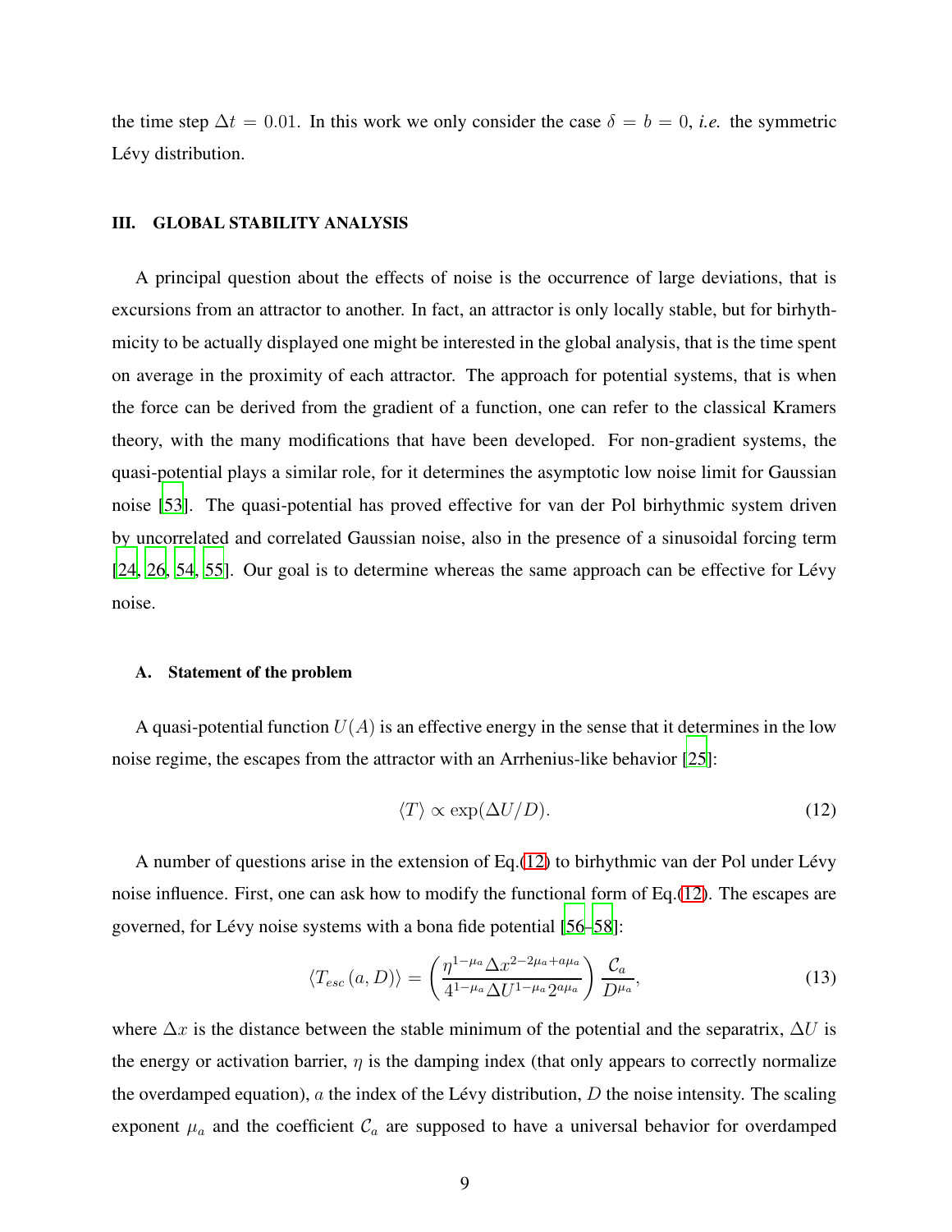the time step $\Delta t = 0.01$. In this work we only consider the case $\delta = b = 0$, *i.e.* the symmetric Lévy distribution.

## III. GLOBAL STABILITY ANALYSIS

A principal question about the effects of noise is the occurrence of large deviations, that is excursions from an attractor to another. In fact, an attractor is only locally stable, but for birhythmicity to be actually displayed one might be interested in the global analysis, that is the time spent on average in the proximity of each attractor. The approach for potential systems, that is when the force can be derived from the gradient of a function, one can refer to the classical Kramers theory, with the many modifications that have been developed. For non-gradient systems, the quasi-potential plays a similar role, for it determines the asymptotic low noise limit for Gaussian noise [53]. The quasi-potential has proved effective for van der Pol birhythmic system driven by uncorrelated and correlated Gaussian noise, also in the presence of a sinusoidal forcing term [24, 26, 54, 55]. Our goal is to determine whereas the same approach can be effective for Lévy noise.

### A. Statement of the problem

A quasi-potential function $U(A)$ is an effective energy in the sense that it determines in the low noise regime, the escapes from the attractor with an Arrhenius-like behavior [25]:

$$\langle T \rangle \propto \exp(\Delta U / D). \tag{12}$$

A number of questions arise in the extension of Eq.(12) to birhythmic van der Pol under Lévy noise influence. First, one can ask how to modify the functional form of Eq.(12). The escapes are governed, for Lévy noise systems with a bona fide potential [56–58]:

$$\langle T_{esc}(a, D) \rangle = \left( \frac{\eta^{1-\mu_a} \Delta x^{2-2\mu_a + a\mu_a}}{4^{1-\mu_a} \Delta U^{1-\mu_a} 2^{a\mu_a}} \right) \frac{\mathcal{C}_a}{D^{\mu_a}}, \tag{13}$$

where $\Delta x$ is the distance between the stable minimum of the potential and the separatrix, $\Delta U$ is the energy or activation barrier, $\eta$ is the damping index (that only appears to correctly normalize the overdamped equation), $a$ the index of the Lévy distribution, $D$ the noise intensity. The scaling exponent $\mu_a$ and the coefficient $\mathcal{C}_a$ are supposed to have a universal behavior for overdamped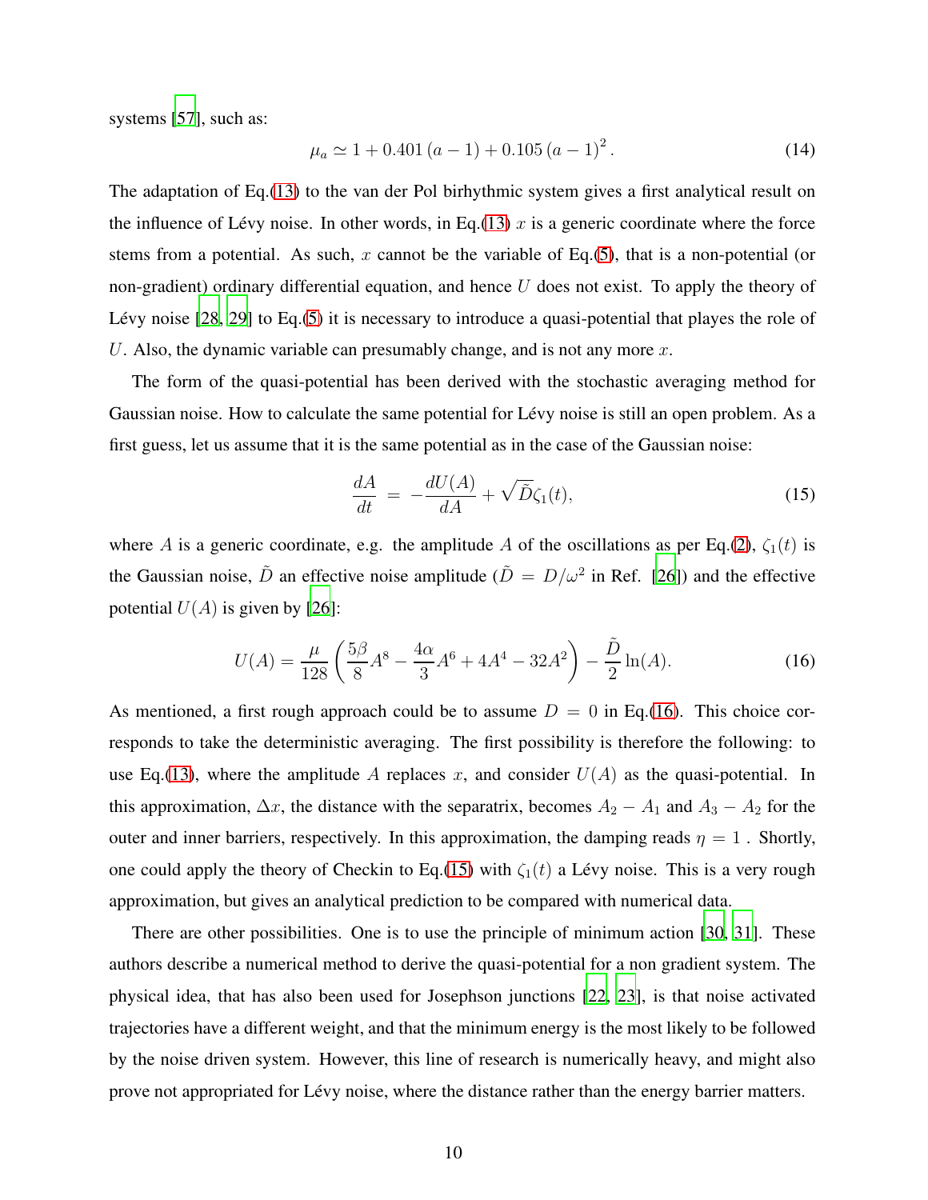systems [57], such as:

$$\mu_a \simeq 1 + 0.401\,(a-1) + 0.105\,(a-1)^2 . \tag{14}$$

The adaptation of Eq.(13) to the van der Pol birhythmic system gives a first analytical result on the influence of Lévy noise. In other words, in Eq.(13) $x$ is a generic coordinate where the force stems from a potential. As such, $x$ cannot be the variable of Eq.(5), that is a non-potential (or non-gradient) ordinary differential equation, and hence $U$ does not exist. To apply the theory of Lévy noise [28, 29] to Eq.(5) it is necessary to introduce a quasi-potential that playes the role of $U$. Also, the dynamic variable can presumably change, and is not any more $x$.

The form of the quasi-potential has been derived with the stochastic averaging method for Gaussian noise. How to calculate the same potential for Lévy noise is still an open problem. As a first guess, let us assume that it is the same potential as in the case of the Gaussian noise:

$$\frac{dA}{dt} \;=\; -\frac{dU(A)}{dA} + \sqrt{\tilde{D}}\zeta_1(t), \tag{15}$$

where $A$ is a generic coordinate, e.g. the amplitude $A$ of the oscillations as per Eq.(2), $\zeta_1(t)$ is the Gaussian noise, $\tilde{D}$ an effective noise amplitude ($\tilde{D} = D/\omega^2$ in Ref. [26]) and the effective potential $U(A)$ is given by [26]:

$$U(A) = \frac{\mu}{128}\left(\frac{5\beta}{8}A^8 - \frac{4\alpha}{3}A^6 + 4A^4 - 32A^2\right) - \frac{\tilde{D}}{2}\ln(A). \tag{16}$$

As mentioned, a first rough approach could be to assume $D = 0$ in Eq.(16). This choice corresponds to take the deterministic averaging. The first possibility is therefore the following: to use Eq.(13), where the amplitude $A$ replaces $x$, and consider $U(A)$ as the quasi-potential. In this approximation, $\Delta x$, the distance with the separatrix, becomes $A_2 - A_1$ and $A_3 - A_2$ for the outer and inner barriers, respectively. In this approximation, the damping reads $\eta = 1$ . Shortly, one could apply the theory of Checkin to Eq.(15) with $\zeta_1(t)$ a Lévy noise. This is a very rough approximation, but gives an analytical prediction to be compared with numerical data.

There are other possibilities. One is to use the principle of minimum action [30, 31]. These authors describe a numerical method to derive the quasi-potential for a non gradient system. The physical idea, that has also been used for Josephson junctions [22, 23], is that noise activated trajectories have a different weight, and that the minimum energy is the most likely to be followed by the noise driven system. However, this line of research is numerically heavy, and might also prove not appropriated for Lévy noise, where the distance rather than the energy barrier matters.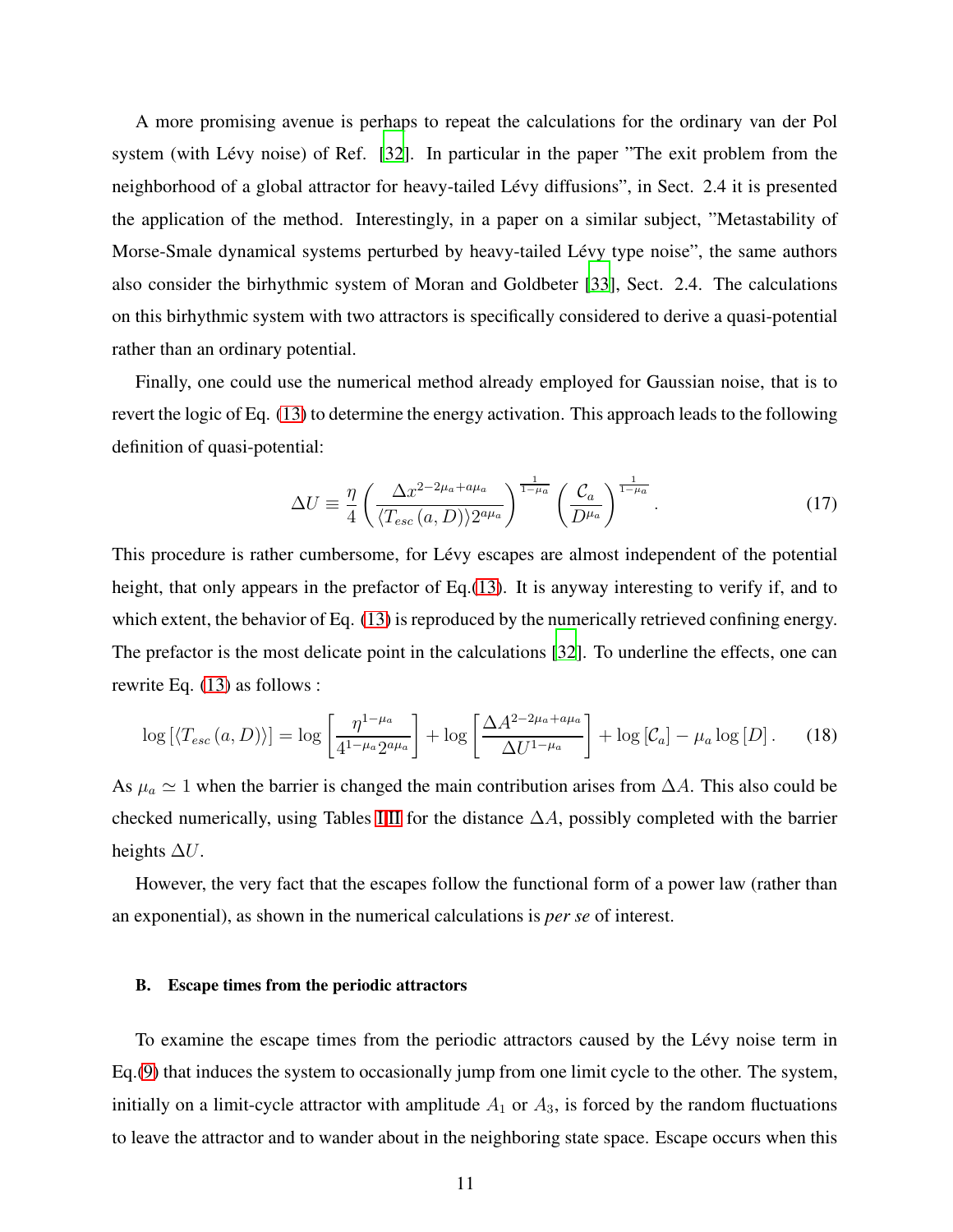A more promising avenue is perhaps to repeat the calculations for the ordinary van der Pol system (with Lévy noise) of Ref. [32]. In particular in the paper "The exit problem from the neighborhood of a global attractor for heavy-tailed Lévy diffusions", in Sect. 2.4 it is presented the application of the method. Interestingly, in a paper on a similar subject, "Metastability of Morse-Smale dynamical systems perturbed by heavy-tailed Lévy type noise", the same authors also consider the birhythmic system of Moran and Goldbeter [33], Sect. 2.4. The calculations on this birhythmic system with two attractors is specifically considered to derive a quasi-potential rather than an ordinary potential.

Finally, one could use the numerical method already employed for Gaussian noise, that is to revert the logic of Eq. (13) to determine the energy activation. This approach leads to the following definition of quasi-potential:

$$\Delta U \equiv \frac{\eta}{4}\left(\frac{\Delta x^{2-2\mu_a+a\mu_a}}{\langle T_{esc}(a,D)\rangle 2^{a\mu_a}}\right)^{\frac{1}{1-\mu_a}}\left(\frac{\mathcal{C}_a}{D^{\mu_a}}\right)^{\frac{1}{1-\mu_a}}. \tag{17}$$

This procedure is rather cumbersome, for Lévy escapes are almost independent of the potential height, that only appears in the prefactor of Eq.(13). It is anyway interesting to verify if, and to which extent, the behavior of Eq. (13) is reproduced by the numerically retrieved confining energy. The prefactor is the most delicate point in the calculations [32]. To underline the effects, one can rewrite Eq. (13) as follows :

$$\log\left[\langle T_{esc}(a,D)\rangle\right] = \log\left[\frac{\eta^{1-\mu_a}}{4^{1-\mu_a}2^{a\mu_a}}\right] + \log\left[\frac{\Delta A^{2-2\mu_a+a\mu_a}}{\Delta U^{1-\mu_a}}\right] + \log\left[\mathcal{C}_a\right] - \mu_a \log\left[D\right]. \tag{18}$$

As $\mu_a \simeq 1$ when the barrier is changed the main contribution arises from $\Delta A$. This also could be checked numerically, using Tables I-II for the distance $\Delta A$, possibly completed with the barrier heights $\Delta U$.

However, the very fact that the escapes follow the functional form of a power law (rather than an exponential), as shown in the numerical calculations is *per se* of interest.

### B. Escape times from the periodic attractors

To examine the escape times from the periodic attractors caused by the Lévy noise term in Eq.(9) that induces the system to occasionally jump from one limit cycle to the other. The system, initially on a limit-cycle attractor with amplitude $A_1$ or $A_3$, is forced by the random fluctuations to leave the attractor and to wander about in the neighboring state space. Escape occurs when this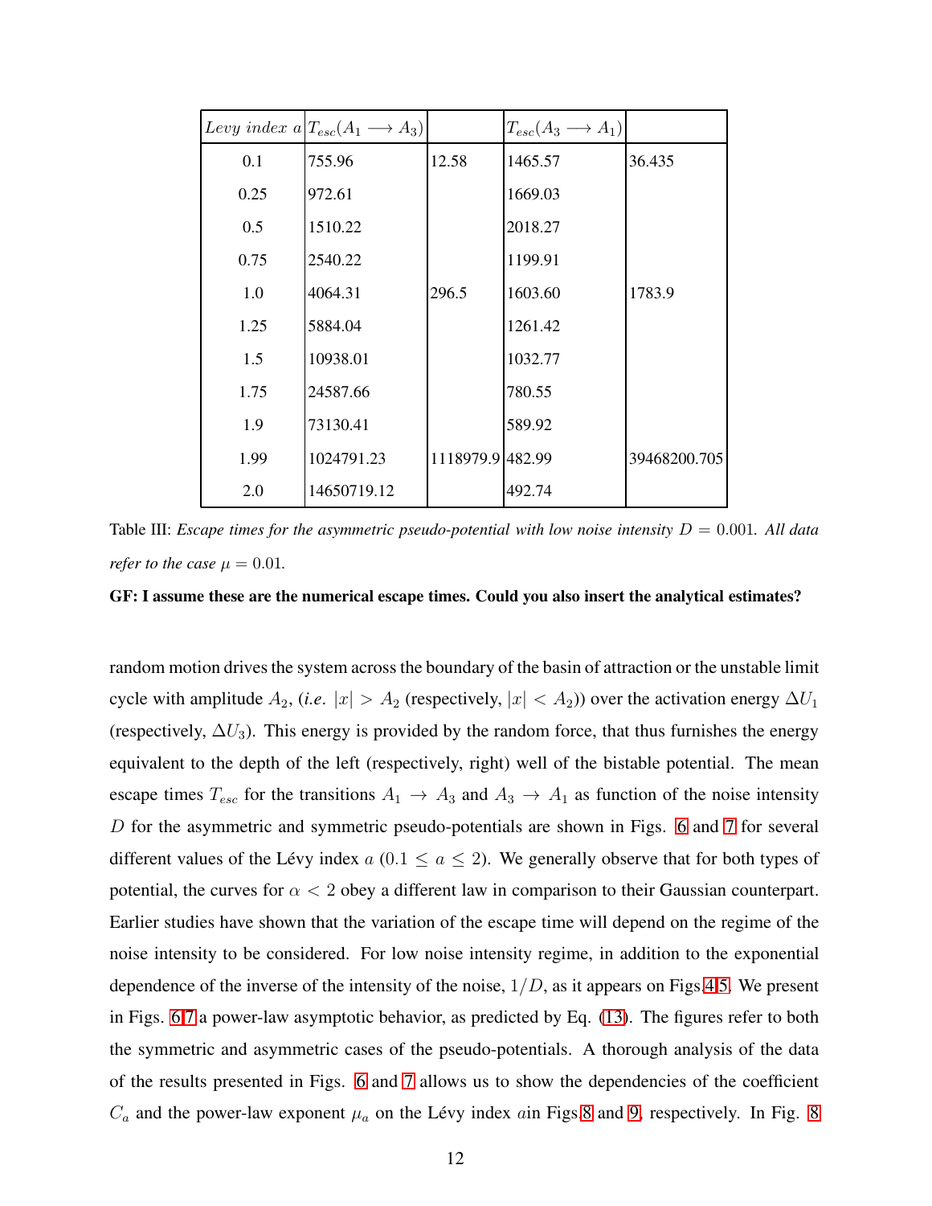| *Levy index a* | $T_{esc}(A_1 \longrightarrow A_3)$ | | $T_{esc}(A_3 \longrightarrow A_1)$ | |
|---|---|---|---|---|
| 0.1 | 755.96 | 12.58 | 1465.57 | 36.435 |
| 0.25 | 972.61 | | 1669.03 | |
| 0.5 | 1510.22 | | 2018.27 | |
| 0.75 | 2540.22 | | 1199.91 | |
| 1.0 | 4064.31 | 296.5 | 1603.60 | 1783.9 |
| 1.25 | 5884.04 | | 1261.42 | |
| 1.5 | 10938.01 | | 1032.77 | |
| 1.75 | 24587.66 | | 780.55 | |
| 1.9 | 73130.41 | | 589.92 | |
| 1.99 | 1024791.23 | 1118979.9 | 482.99 | 39468200.705 |
| 2.0 | 14650719.12 | | 492.74 | |

Table III: *Escape times for the asymmetric pseudo-potential with low noise intensity* $D = 0.001$*. All data refer to the case* $\mu = 0.01$*.*

**GF: I assume these are the numerical escape times. Could you also insert the analytical estimates?**

random motion drives the system across the boundary of the basin of attraction or the unstable limit cycle with amplitude $A_2$, (*i.e.* $|x| > A_2$ (respectively, $|x| < A_2$)) over the activation energy $\Delta U_1$ (respectively, $\Delta U_3$). This energy is provided by the random force, that thus furnishes the energy equivalent to the depth of the left (respectively, right) well of the bistable potential. The mean escape times $T_{esc}$ for the transitions $A_1 \rightarrow A_3$ and $A_3 \rightarrow A_1$ as function of the noise intensity $D$ for the asymmetric and symmetric pseudo-potentials are shown in Figs. 6 and 7 for several different values of the Lévy index $a$ ($0.1 \leq a \leq 2$). We generally observe that for both types of potential, the curves for $\alpha < 2$ obey a different law in comparison to their Gaussian counterpart. Earlier studies have shown that the variation of the escape time will depend on the regime of the noise intensity to be considered. For low noise intensity regime, in addition to the exponential dependence of the inverse of the intensity of the noise, $1/D$, as it appears on Figs.4,5. We present in Figs. 6,7 a power-law asymptotic behavior, as predicted by Eq. (13). The figures refer to both the symmetric and asymmetric cases of the pseudo-potentials. A thorough analysis of the data of the results presented in Figs. 6 and 7 allows us to show the dependencies of the coefficient $C_a$ and the power-law exponent $\mu_a$ on the Lévy index $a$in Figs 8 and 9, respectively. In Fig. 8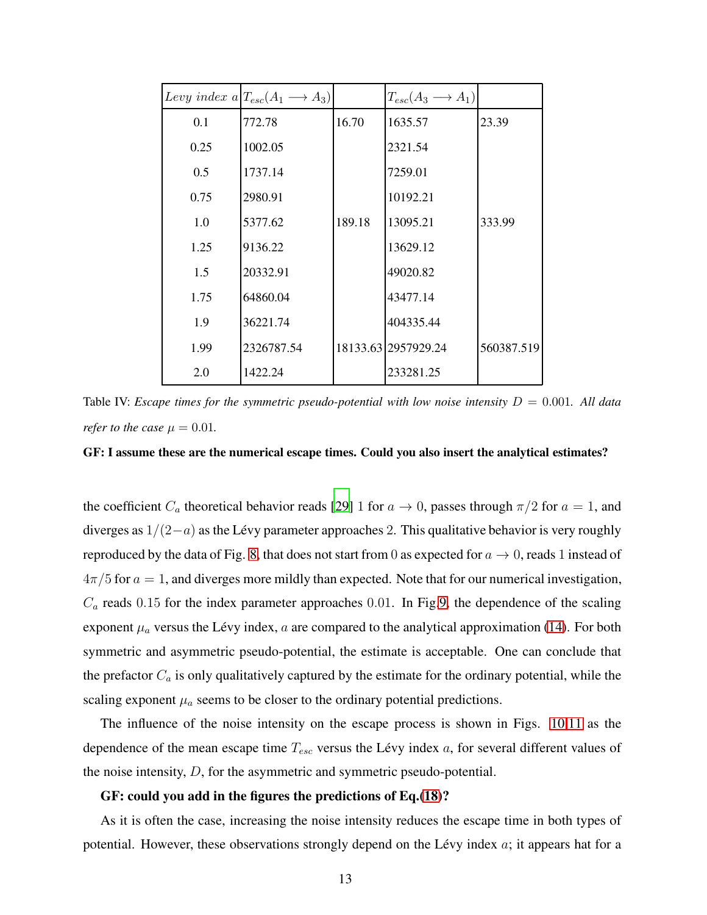| *Levy index a* | $T_{esc}(A_1 \longrightarrow A_3)$ | | $T_{esc}(A_3 \longrightarrow A_1)$ | |
|---|---|---|---|---|
| 0.1 | 772.78 | 16.70 | 1635.57 | 23.39 |
| 0.25 | 1002.05 | | 2321.54 | |
| 0.5 | 1737.14 | | 7259.01 | |
| 0.75 | 2980.91 | | 10192.21 | |
| 1.0 | 5377.62 | 189.18 | 13095.21 | 333.99 |
| 1.25 | 9136.22 | | 13629.12 | |
| 1.5 | 20332.91 | | 49020.82 | |
| 1.75 | 64860.04 | | 43477.14 | |
| 1.9 | 36221.74 | | 404335.44 | |
| 1.99 | 2326787.54 | 18133.63 | 2957929.24 | 560387.519 |
| 2.0 | 1422.24 | | 233281.25 | |

Table IV: *Escape times for the symmetric pseudo-potential with low noise intensity $D = 0.001$. All data refer to the case $\mu = 0.01$.*

**GF: I assume these are the numerical escape times. Could you also insert the analytical estimates?**

the coefficient $C_a$ theoretical behavior reads [29] 1 for $a \to 0$, passes through $\pi/2$ for $a = 1$, and diverges as $1/(2-a)$ as the Lévy parameter approaches 2. This qualitative behavior is very roughly reproduced by the data of Fig. 8, that does not start from 0 as expected for $a \to 0$, reads 1 instead of $4\pi/5$ for $a = 1$, and diverges more mildly than expected. Note that for our numerical investigation, $C_a$ reads 0.15 for the index parameter approaches 0.01. In Fig.9, the dependence of the scaling exponent $\mu_a$ versus the Lévy index, $a$ are compared to the analytical approximation (14). For both symmetric and asymmetric pseudo-potential, the estimate is acceptable. One can conclude that the prefactor $C_a$ is only qualitatively captured by the estimate for the ordinary potential, while the scaling exponent $\mu_a$ seems to be closer to the ordinary potential predictions.

The influence of the noise intensity on the escape process is shown in Figs. 10,11 as the dependence of the mean escape time $T_{esc}$ versus the Lévy index $a$, for several different values of the noise intensity, $D$, for the asymmetric and symmetric pseudo-potential.

**GF: could you add in the figures the predictions of Eq.(18)?**

As it is often the case, increasing the noise intensity reduces the escape time in both types of potential. However, these observations strongly depend on the Lévy index $a$; it appears hat for a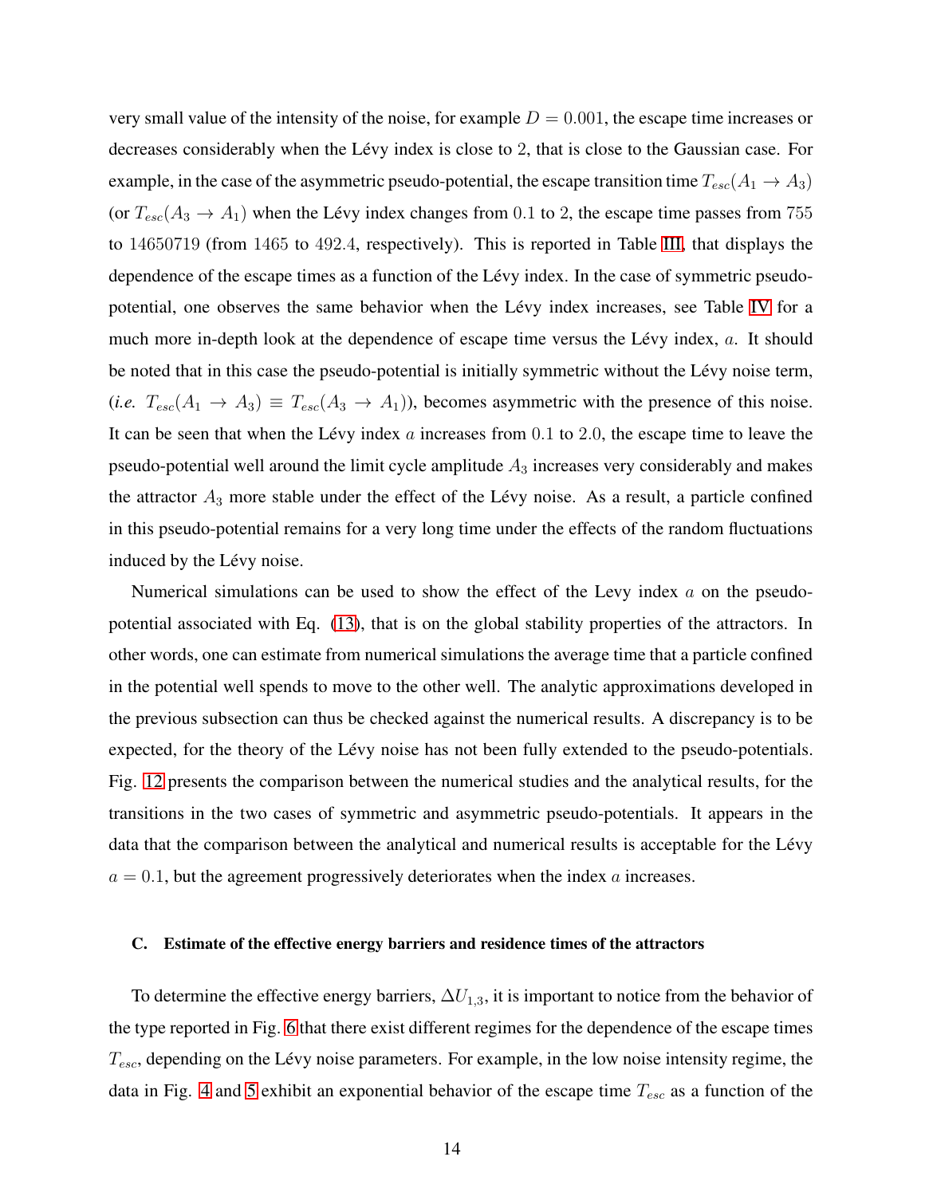very small value of the intensity of the noise, for example $D = 0.001$, the escape time increases or decreases considerably when the Lévy index is close to 2, that is close to the Gaussian case. For example, in the case of the asymmetric pseudo-potential, the escape transition time $T_{esc}(A_1 \rightarrow A_3)$ (or $T_{esc}(A_3 \rightarrow A_1)$ when the Lévy index changes from 0.1 to 2, the escape time passes from 755 to 14650719 (from 1465 to 492.4, respectively). This is reported in Table III, that displays the dependence of the escape times as a function of the Lévy index. In the case of symmetric pseudo-potential, one observes the same behavior when the Lévy index increases, see Table IV for a much more in-depth look at the dependence of escape time versus the Lévy index, $a$. It should be noted that in this case the pseudo-potential is initially symmetric without the Lévy noise term, (*i.e.* $T_{esc}(A_1 \rightarrow A_3) \equiv T_{esc}(A_3 \rightarrow A_1)$), becomes asymmetric with the presence of this noise. It can be seen that when the Lévy index $a$ increases from 0.1 to 2.0, the escape time to leave the pseudo-potential well around the limit cycle amplitude $A_3$ increases very considerably and makes the attractor $A_3$ more stable under the effect of the Lévy noise. As a result, a particle confined in this pseudo-potential remains for a very long time under the effects of the random fluctuations induced by the Lévy noise.

Numerical simulations can be used to show the effect of the Levy index $a$ on the pseudo-potential associated with Eq. (13), that is on the global stability properties of the attractors. In other words, one can estimate from numerical simulations the average time that a particle confined in the potential well spends to move to the other well. The analytic approximations developed in the previous subsection can thus be checked against the numerical results. A discrepancy is to be expected, for the theory of the Lévy noise has not been fully extended to the pseudo-potentials. Fig. 12 presents the comparison between the numerical studies and the analytical results, for the transitions in the two cases of symmetric and asymmetric pseudo-potentials. It appears in the data that the comparison between the analytical and numerical results is acceptable for the Lévy $a = 0.1$, but the agreement progressively deteriorates when the index $a$ increases.

### C. Estimate of the effective energy barriers and residence times of the attractors

To determine the effective energy barriers, $\Delta U_{1,3}$, it is important to notice from the behavior of the type reported in Fig. 6 that there exist different regimes for the dependence of the escape times $T_{esc}$, depending on the Lévy noise parameters. For example, in the low noise intensity regime, the data in Fig. 4 and 5 exhibit an exponential behavior of the escape time $T_{esc}$ as a function of the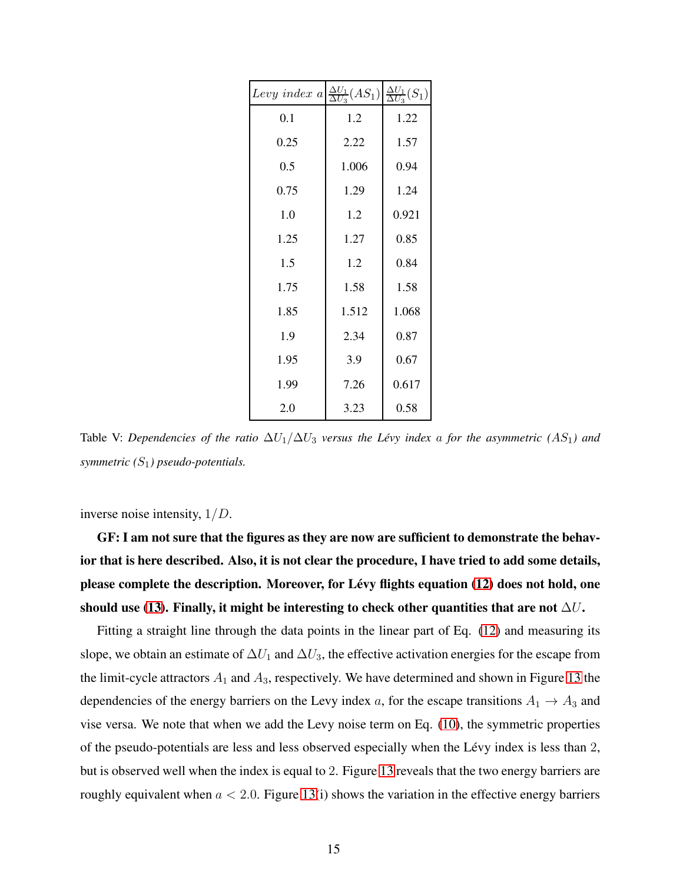| *Levy index* $a$ | $\frac{\Delta U_1}{\Delta U_3}(AS_1)$ | $\frac{\Delta U_1}{\Delta U_3}(S_1)$ |
|---|---|---|
| 0.1 | 1.2 | 1.22 |
| 0.25 | 2.22 | 1.57 |
| 0.5 | 1.006 | 0.94 |
| 0.75 | 1.29 | 1.24 |
| 1.0 | 1.2 | 0.921 |
| 1.25 | 1.27 | 0.85 |
| 1.5 | 1.2 | 0.84 |
| 1.75 | 1.58 | 1.58 |
| 1.85 | 1.512 | 1.068 |
| 1.9 | 2.34 | 0.87 |
| 1.95 | 3.9 | 0.67 |
| 1.99 | 7.26 | 0.617 |
| 2.0 | 3.23 | 0.58 |

Table V: *Dependencies of the ratio $\Delta U_1/\Delta U_3$ versus the Lévy index $a$ for the asymmetric ($AS_1$) and symmetric ($S_1$) pseudo-potentials.*

inverse noise intensity, $1/D$.

**GF: I am not sure that the figures as they are now are sufficient to demonstrate the behavior that is here described. Also, it is not clear the procedure, I have tried to add some details, please complete the description. Moreover, for Lévy flights equation (12) does not hold, one should use (13). Finally, it might be interesting to check other quantities that are not $\Delta U$.**

Fitting a straight line through the data points in the linear part of Eq. (12) and measuring its slope, we obtain an estimate of $\Delta U_1$ and $\Delta U_3$, the effective activation energies for the escape from the limit-cycle attractors $A_1$ and $A_3$, respectively. We have determined and shown in Figure 13 the dependencies of the energy barriers on the Levy index $a$, for the escape transitions $A_1 \rightarrow A_3$ and vise versa. We note that when we add the Levy noise term on Eq. (10), the symmetric properties of the pseudo-potentials are less and less observed especially when the Lévy index is less than 2, but is observed well when the index is equal to 2. Figure 13 reveals that the two energy barriers are roughly equivalent when $a < 2.0$. Figure 13(i) shows the variation in the effective energy barriers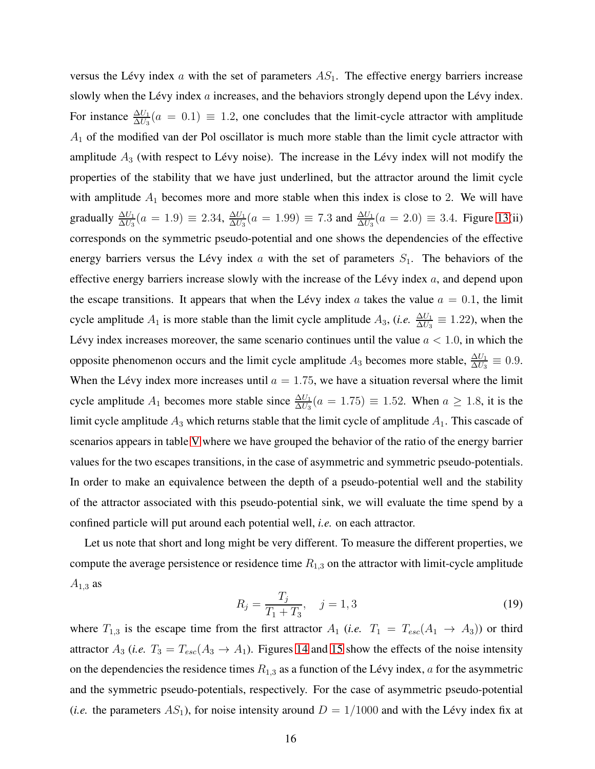versus the Lévy index $a$ with the set of parameters $AS_1$. The effective energy barriers increase slowly when the Lévy index $a$ increases, and the behaviors strongly depend upon the Lévy index. For instance $\frac{\Delta U_1}{\Delta U_3}(a = 0.1) \equiv 1.2$, one concludes that the limit-cycle attractor with amplitude $A_1$ of the modified van der Pol oscillator is much more stable than the limit cycle attractor with amplitude $A_3$ (with respect to Lévy noise). The increase in the Lévy index will not modify the properties of the stability that we have just underlined, but the attractor around the limit cycle with amplitude $A_1$ becomes more and more stable when this index is close to 2. We will have gradually $\frac{\Delta U_1}{\Delta U_3}(a = 1.9) \equiv 2.34$, $\frac{\Delta U_1}{\Delta U_3}(a = 1.99) \equiv 7.3$ and $\frac{\Delta U_1}{\Delta U_3}(a = 2.0) \equiv 3.4$. Figure 13(ii) corresponds on the symmetric pseudo-potential and one shows the dependencies of the effective energy barriers versus the Lévy index $a$ with the set of parameters $S_1$. The behaviors of the effective energy barriers increase slowly with the increase of the Lévy index $a$, and depend upon the escape transitions. It appears that when the Lévy index $a$ takes the value $a = 0.1$, the limit cycle amplitude $A_1$ is more stable than the limit cycle amplitude $A_3$, (*i.e.* $\frac{\Delta U_1}{\Delta U_3} \equiv 1.22$), when the Lévy index increases moreover, the same scenario continues until the value $a < 1.0$, in which the opposite phenomenon occurs and the limit cycle amplitude $A_3$ becomes more stable, $\frac{\Delta U_1}{\Delta U_3} \equiv 0.9$. When the Lévy index more increases until $a = 1.75$, we have a situation reversal where the limit cycle amplitude $A_1$ becomes more stable since $\frac{\Delta U_1}{\Delta U_3}(a = 1.75) \equiv 1.52$. When $a \geq 1.8$, it is the limit cycle amplitude $A_3$ which returns stable that the limit cycle of amplitude $A_1$. This cascade of scenarios appears in table V where we have grouped the behavior of the ratio of the energy barrier values for the two escapes transitions, in the case of asymmetric and symmetric pseudo-potentials. In order to make an equivalence between the depth of a pseudo-potential well and the stability of the attractor associated with this pseudo-potential sink, we will evaluate the time spend by a confined particle will put around each potential well, *i.e.* on each attractor.

Let us note that short and long might be very different. To measure the different properties, we compute the average persistence or residence time $R_{1,3}$ on the attractor with limit-cycle amplitude $A_{1,3}$ as

$$R_j = \frac{T_j}{T_1 + T_3}, \quad j = 1, 3 \tag{19}$$

where $T_{1,3}$ is the escape time from the first attractor $A_1$ (*i.e.* $T_1 = T_{esc}(A_1 \to A_3)$) or third attractor $A_3$ (*i.e.* $T_3 = T_{esc}(A_3 \to A_1)$). Figures 14 and 15 show the effects of the noise intensity on the dependencies the residence times $R_{1,3}$ as a function of the Lévy index, $a$ for the asymmetric and the symmetric pseudo-potentials, respectively. For the case of asymmetric pseudo-potential (*i.e.* the parameters $AS_1$), for noise intensity around $D = 1/1000$ and with the Lévy index fix at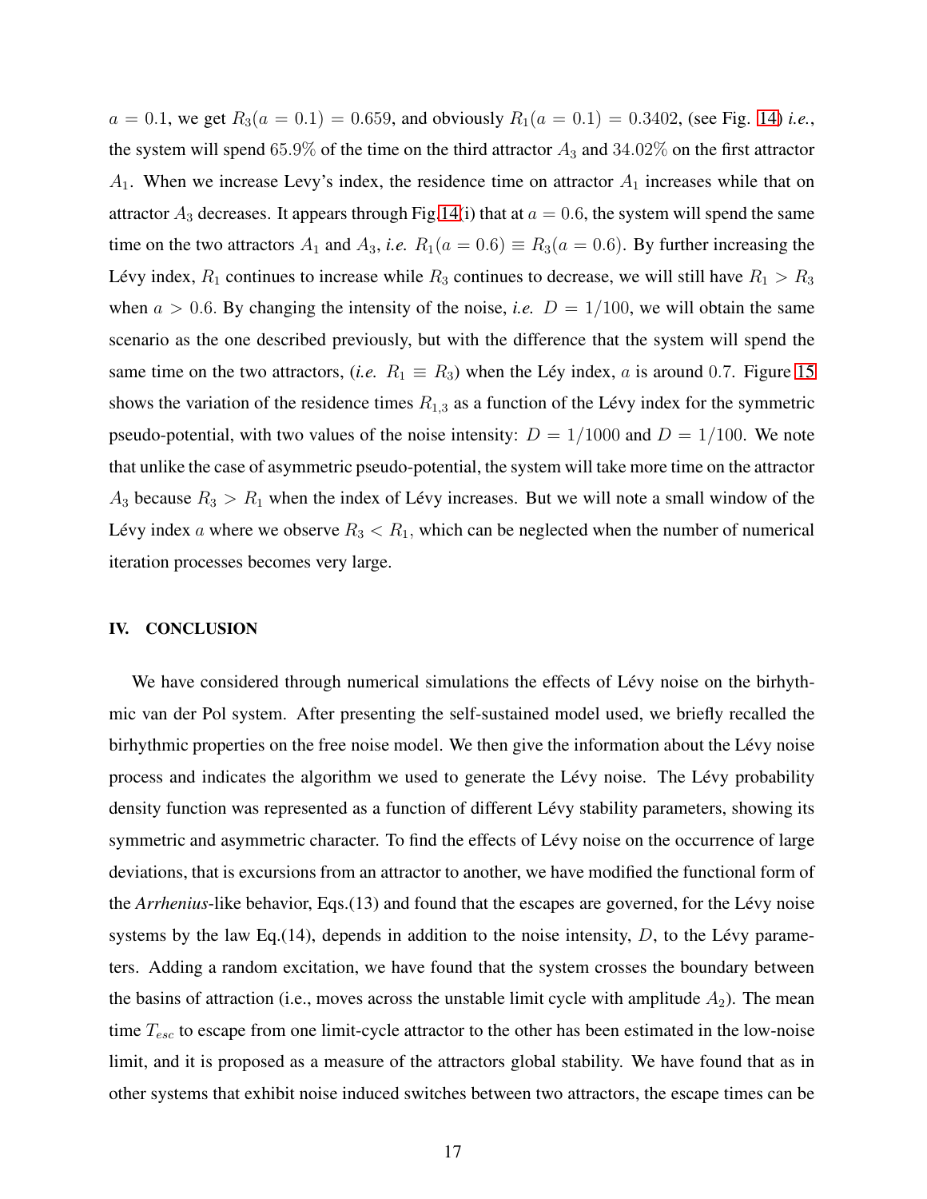$a = 0.1$, we get $R_3(a = 0.1) = 0.659$, and obviously $R_1(a = 0.1) = 0.3402$, (see Fig. 14) *i.e.*, the system will spend $65.9\%$ of the time on the third attractor $A_3$ and $34.02\%$ on the first attractor $A_1$. When we increase Levy's index, the residence time on attractor $A_1$ increases while that on attractor $A_3$ decreases. It appears through Fig.14(i) that at $a = 0.6$, the system will spend the same time on the two attractors $A_1$ and $A_3$, *i.e.* $R_1(a = 0.6) \equiv R_3(a = 0.6)$. By further increasing the Lévy index, $R_1$ continues to increase while $R_3$ continues to decrease, we will still have $R_1 > R_3$ when $a > 0.6$. By changing the intensity of the noise, *i.e.* $D = 1/100$, we will obtain the same scenario as the one described previously, but with the difference that the system will spend the same time on the two attractors, (*i.e.* $R_1 \equiv R_3$) when the Léy index, $a$ is around $0.7$. Figure 15 shows the variation of the residence times $R_{1,3}$ as a function of the Lévy index for the symmetric pseudo-potential, with two values of the noise intensity: $D = 1/1000$ and $D = 1/100$. We note that unlike the case of asymmetric pseudo-potential, the system will take more time on the attractor $A_3$ because $R_3 > R_1$ when the index of Lévy increases. But we will note a small window of the Lévy index $a$ where we observe $R_3 < R_1$, which can be neglected when the number of numerical iteration processes becomes very large.

## IV. CONCLUSION

We have considered through numerical simulations the effects of Lévy noise on the birhythmic van der Pol system. After presenting the self-sustained model used, we briefly recalled the birhythmic properties on the free noise model. We then give the information about the Lévy noise process and indicates the algorithm we used to generate the Lévy noise. The Lévy probability density function was represented as a function of different Lévy stability parameters, showing its symmetric and asymmetric character. To find the effects of Lévy noise on the occurrence of large deviations, that is excursions from an attractor to another, we have modified the functional form of the *Arrhenius*-like behavior, Eqs.(13) and found that the escapes are governed, for the Lévy noise systems by the law Eq.(14), depends in addition to the noise intensity, $D$, to the Lévy parameters. Adding a random excitation, we have found that the system crosses the boundary between the basins of attraction (i.e., moves across the unstable limit cycle with amplitude $A_2$). The mean time $T_{esc}$ to escape from one limit-cycle attractor to the other has been estimated in the low-noise limit, and it is proposed as a measure of the attractors global stability. We have found that as in other systems that exhibit noise induced switches between two attractors, the escape times can be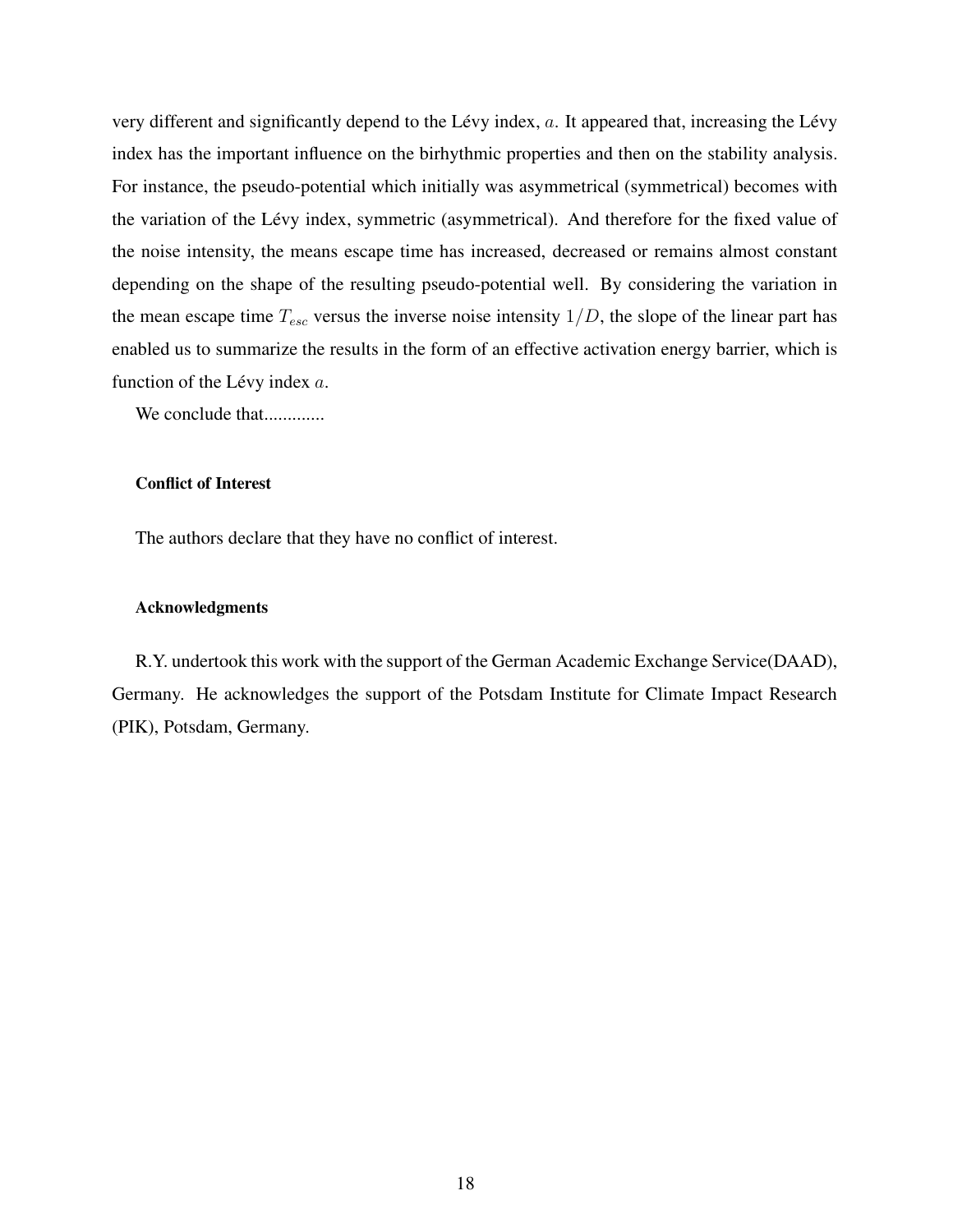very different and significantly depend to the Lévy index, $a$. It appeared that, increasing the Lévy index has the important influence on the birhythmic properties and then on the stability analysis. For instance, the pseudo-potential which initially was asymmetrical (symmetrical) becomes with the variation of the Lévy index, symmetric (asymmetrical). And therefore for the fixed value of the noise intensity, the means escape time has increased, decreased or remains almost constant depending on the shape of the resulting pseudo-potential well. By considering the variation in the mean escape time $T_{esc}$ versus the inverse noise intensity $1/D$, the slope of the linear part has enabled us to summarize the results in the form of an effective activation energy barrier, which is function of the Lévy index $a$.

We conclude that............

#### Conflict of Interest

The authors declare that they have no conflict of interest.

#### Acknowledgments

R.Y. undertook this work with the support of the German Academic Exchange Service(DAAD), Germany. He acknowledges the support of the Potsdam Institute for Climate Impact Research (PIK), Potsdam, Germany.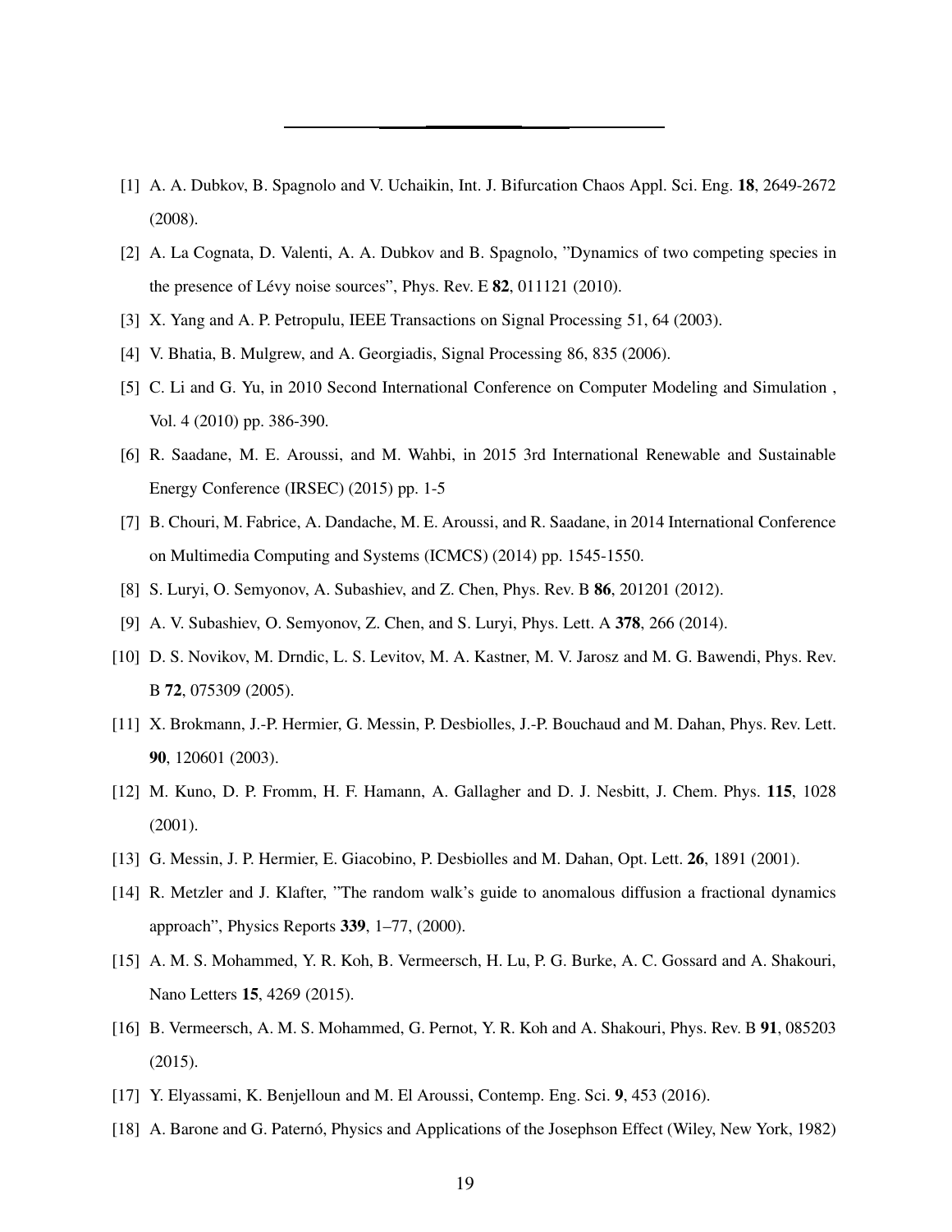[1] A. A. Dubkov, B. Spagnolo and V. Uchaikin, Int. J. Bifurcation Chaos Appl. Sci. Eng. **18**, 2649-2672 (2008).

[2] A. La Cognata, D. Valenti, A. A. Dubkov and B. Spagnolo, "Dynamics of two competing species in the presence of Lévy noise sources", Phys. Rev. E **82**, 011121 (2010).

[3] X. Yang and A. P. Petropulu, IEEE Transactions on Signal Processing 51, 64 (2003).

[4] V. Bhatia, B. Mulgrew, and A. Georgiadis, Signal Processing 86, 835 (2006).

[5] C. Li and G. Yu, in 2010 Second International Conference on Computer Modeling and Simulation , Vol. 4 (2010) pp. 386-390.

[6] R. Saadane, M. E. Aroussi, and M. Wahbi, in 2015 3rd International Renewable and Sustainable Energy Conference (IRSEC) (2015) pp. 1-5

[7] B. Chouri, M. Fabrice, A. Dandache, M. E. Aroussi, and R. Saadane, in 2014 International Conference on Multimedia Computing and Systems (ICMCS) (2014) pp. 1545-1550.

[8] S. Luryi, O. Semyonov, A. Subashiev, and Z. Chen, Phys. Rev. B **86**, 201201 (2012).

[9] A. V. Subashiev, O. Semyonov, Z. Chen, and S. Luryi, Phys. Lett. A **378**, 266 (2014).

[10] D. S. Novikov, M. Drndic, L. S. Levitov, M. A. Kastner, M. V. Jarosz and M. G. Bawendi, Phys. Rev. B **72**, 075309 (2005).

[11] X. Brokmann, J.-P. Hermier, G. Messin, P. Desbiolles, J.-P. Bouchaud and M. Dahan, Phys. Rev. Lett. **90**, 120601 (2003).

[12] M. Kuno, D. P. Fromm, H. F. Hamann, A. Gallagher and D. J. Nesbitt, J. Chem. Phys. **115**, 1028 (2001).

[13] G. Messin, J. P. Hermier, E. Giacobino, P. Desbiolles and M. Dahan, Opt. Lett. **26**, 1891 (2001).

[14] R. Metzler and J. Klafter, "The random walk's guide to anomalous diffusion a fractional dynamics approach", Physics Reports **339**, 1–77, (2000).

[15] A. M. S. Mohammed, Y. R. Koh, B. Vermeersch, H. Lu, P. G. Burke, A. C. Gossard and A. Shakouri, Nano Letters **15**, 4269 (2015).

[16] B. Vermeersch, A. M. S. Mohammed, G. Pernot, Y. R. Koh and A. Shakouri, Phys. Rev. B **91**, 085203 (2015).

[17] Y. Elyassami, K. Benjelloun and M. El Aroussi, Contemp. Eng. Sci. **9**, 453 (2016).

[18] A. Barone and G. Paternó, Physics and Applications of the Josephson Effect (Wiley, New York, 1982)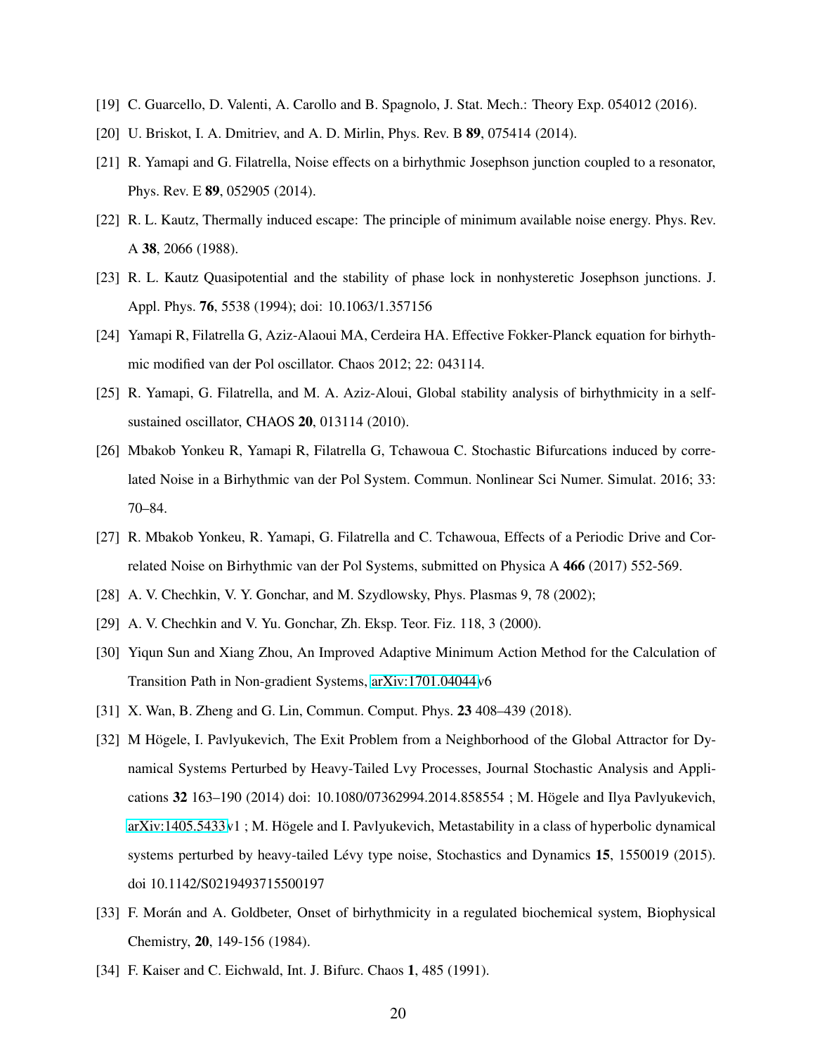[19] C. Guarcello, D. Valenti, A. Carollo and B. Spagnolo, J. Stat. Mech.: Theory Exp. 054012 (2016).

[20] U. Briskot, I. A. Dmitriev, and A. D. Mirlin, Phys. Rev. B **89**, 075414 (2014).

[21] R. Yamapi and G. Filatrella, Noise effects on a birhythmic Josephson junction coupled to a resonator, Phys. Rev. E **89**, 052905 (2014).

[22] R. L. Kautz, Thermally induced escape: The principle of minimum available noise energy. Phys. Rev. A **38**, 2066 (1988).

[23] R. L. Kautz Quasipotential and the stability of phase lock in nonhysteretic Josephson junctions. J. Appl. Phys. **76**, 5538 (1994); doi: 10.1063/1.357156

[24] Yamapi R, Filatrella G, Aziz-Alaoui MA, Cerdeira HA. Effective Fokker-Planck equation for birhythmic modified van der Pol oscillator. Chaos 2012; 22: 043114.

[25] R. Yamapi, G. Filatrella, and M. A. Aziz-Aloui, Global stability analysis of birhythmicity in a self-sustained oscillator, CHAOS **20**, 013114 (2010).

[26] Mbakob Yonkeu R, Yamapi R, Filatrella G, Tchawoua C. Stochastic Bifurcations induced by correlated Noise in a Birhythmic van der Pol System. Commun. Nonlinear Sci Numer. Simulat. 2016; 33: 70–84.

[27] R. Mbakob Yonkeu, R. Yamapi, G. Filatrella and C. Tchawoua, Effects of a Periodic Drive and Correlated Noise on Birhythmic van der Pol Systems, submitted on Physica A **466** (2017) 552-569.

[28] A. V. Chechkin, V. Y. Gonchar, and M. Szydlowsky, Phys. Plasmas 9, 78 (2002);

[29] A. V. Chechkin and V. Yu. Gonchar, Zh. Eksp. Teor. Fiz. 118, 3 (2000).

[30] Yiqun Sun and Xiang Zhou, An Improved Adaptive Minimum Action Method for the Calculation of Transition Path in Non-gradient Systems, arXiv:1701.04044v6

[31] X. Wan, B. Zheng and G. Lin, Commun. Comput. Phys. **23** 408–439 (2018).

[32] M Högele, I. Pavlyukevich, The Exit Problem from a Neighborhood of the Global Attractor for Dynamical Systems Perturbed by Heavy-Tailed Lvy Processes, Journal Stochastic Analysis and Applications **32** 163–190 (2014) doi: 10.1080/07362994.2014.858554 ; M. Högele and Ilya Pavlyukevich, arXiv:1405.5433v1 ; M. Högele and I. Pavlyukevich, Metastability in a class of hyperbolic dynamical systems perturbed by heavy-tailed Lévy type noise, Stochastics and Dynamics **15**, 1550019 (2015). doi 10.1142/S0219493715500197

[33] F. Morán and A. Goldbeter, Onset of birhythmicity in a regulated biochemical system, Biophysical Chemistry, **20**, 149-156 (1984).

[34] F. Kaiser and C. Eichwald, Int. J. Bifurc. Chaos **1**, 485 (1991).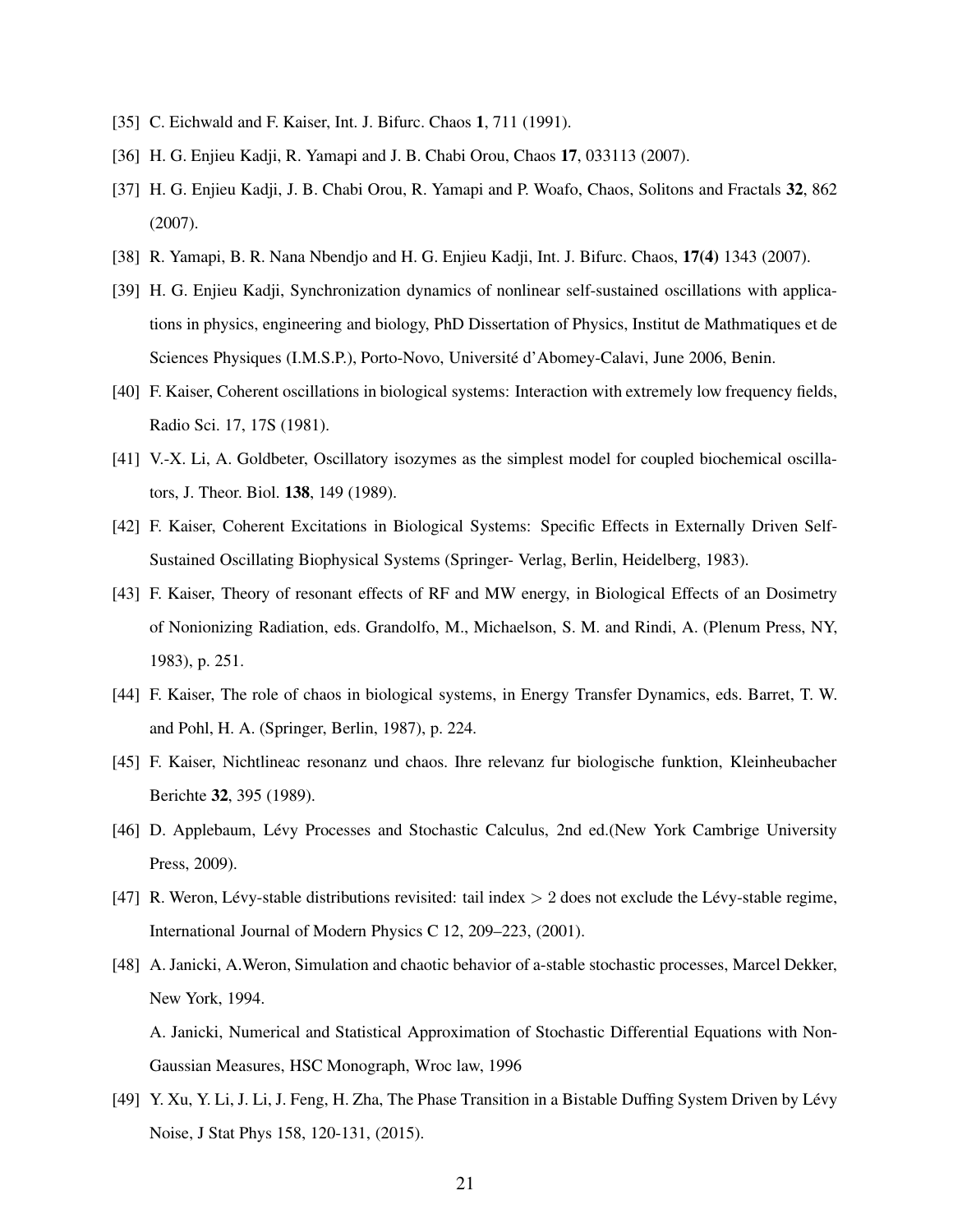[35] C. Eichwald and F. Kaiser, Int. J. Bifurc. Chaos **1**, 711 (1991).

[36] H. G. Enjieu Kadji, R. Yamapi and J. B. Chabi Orou, Chaos **17**, 033113 (2007).

[37] H. G. Enjieu Kadji, J. B. Chabi Orou, R. Yamapi and P. Woafo, Chaos, Solitons and Fractals **32**, 862 (2007).

[38] R. Yamapi, B. R. Nana Nbendjo and H. G. Enjieu Kadji, Int. J. Bifurc. Chaos, **17(4)** 1343 (2007).

[39] H. G. Enjieu Kadji, Synchronization dynamics of nonlinear self-sustained oscillations with applications in physics, engineering and biology, PhD Dissertation of Physics, Institut de Mathmatiques et de Sciences Physiques (I.M.S.P.), Porto-Novo, Université d'Abomey-Calavi, June 2006, Benin.

[40] F. Kaiser, Coherent oscillations in biological systems: Interaction with extremely low frequency fields, Radio Sci. 17, 17S (1981).

[41] V.-X. Li, A. Goldbeter, Oscillatory isozymes as the simplest model for coupled biochemical oscillators, J. Theor. Biol. **138**, 149 (1989).

[42] F. Kaiser, Coherent Excitations in Biological Systems: Specific Effects in Externally Driven Self-Sustained Oscillating Biophysical Systems (Springer- Verlag, Berlin, Heidelberg, 1983).

[43] F. Kaiser, Theory of resonant effects of RF and MW energy, in Biological Effects of an Dosimetry of Nonionizing Radiation, eds. Grandolfo, M., Michaelson, S. M. and Rindi, A. (Plenum Press, NY, 1983), p. 251.

[44] F. Kaiser, The role of chaos in biological systems, in Energy Transfer Dynamics, eds. Barret, T. W. and Pohl, H. A. (Springer, Berlin, 1987), p. 224.

[45] F. Kaiser, Nichtlineac resonanz und chaos. Ihre relevanz fur biologische funktion, Kleinheubacher Berichte **32**, 395 (1989).

[46] D. Applebaum, Lévy Processes and Stochastic Calculus, 2nd ed.(New York Cambrige University Press, 2009).

[47] R. Weron, Lévy-stable distributions revisited: tail index $> 2$ does not exclude the Lévy-stable regime, International Journal of Modern Physics C 12, 209–223, (2001).

[48] A. Janicki, A.Weron, Simulation and chaotic behavior of a-stable stochastic processes, Marcel Dekker, New York, 1994.
A. Janicki, Numerical and Statistical Approximation of Stochastic Differential Equations with Non-Gaussian Measures, HSC Monograph, Wroc law, 1996

[49] Y. Xu, Y. Li, J. Li, J. Feng, H. Zha, The Phase Transition in a Bistable Duffing System Driven by Lévy Noise, J Stat Phys 158, 120-131, (2015).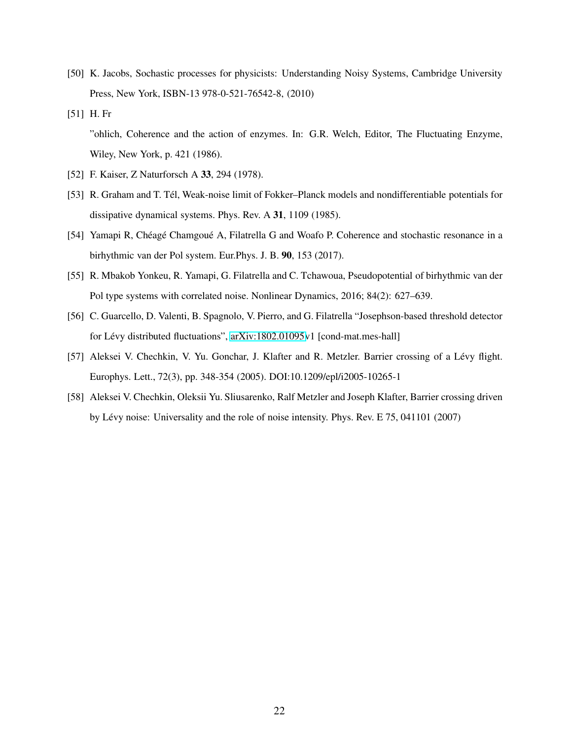[50] K. Jacobs, Sochastic processes for physicists: Understanding Noisy Systems, Cambridge University Press, New York, ISBN-13 978-0-521-76542-8, (2010)

[51] H. Fr

”ohlich, Coherence and the action of enzymes. In: G.R. Welch, Editor, The Fluctuating Enzyme, Wiley, New York, p. 421 (1986).

[52] F. Kaiser, Z Naturforsch A **33**, 294 (1978).

[53] R. Graham and T. Tél, Weak-noise limit of Fokker–Planck models and nondifferentiable potentials for dissipative dynamical systems. Phys. Rev. A **31**, 1109 (1985).

[54] Yamapi R, Chéagé Chamgoué A, Filatrella G and Woafo P. Coherence and stochastic resonance in a birhythmic van der Pol system. Eur.Phys. J. B. **90**, 153 (2017).

[55] R. Mbakob Yonkeu, R. Yamapi, G. Filatrella and C. Tchawoua, Pseudopotential of birhythmic van der Pol type systems with correlated noise. Nonlinear Dynamics, 2016; 84(2): 627–639.

[56] C. Guarcello, D. Valenti, B. Spagnolo, V. Pierro, and G. Filatrella “Josephson-based threshold detector for Lévy distributed fluctuations”, arXiv:1802.01095v1 [cond-mat.mes-hall]

[57] Aleksei V. Chechkin, V. Yu. Gonchar, J. Klafter and R. Metzler. Barrier crossing of a Lévy flight. Europhys. Lett., 72(3), pp. 348-354 (2005). DOI:10.1209/epl/i2005-10265-1

[58] Aleksei V. Chechkin, Oleksii Yu. Sliusarenko, Ralf Metzler and Joseph Klafter, Barrier crossing driven by Lévy noise: Universality and the role of noise intensity. Phys. Rev. E 75, 041101 (2007)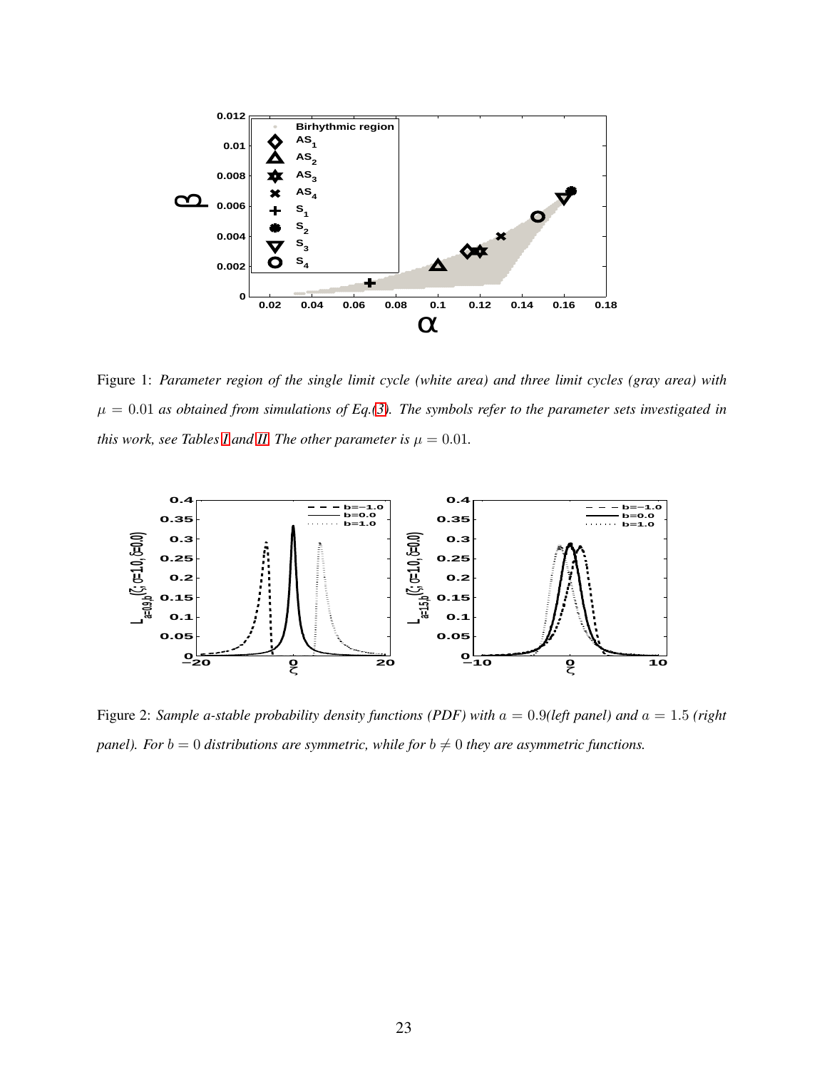Figure 1: *Parameter region of the single limit cycle (white area) and three limit cycles (gray area) with $\mu = 0.01$ as obtained from simulations of Eq.(3). The symbols refer to the parameter sets investigated in this work, see Tables I and II. The other parameter is $\mu = 0.01$.*

Figure 2: *Sample a-stable probability density functions (PDF) with $a = 0.9$(left panel) and $a = 1.5$ (right panel). For $b = 0$ distributions are symmetric, while for $b \neq 0$ they are asymmetric functions.*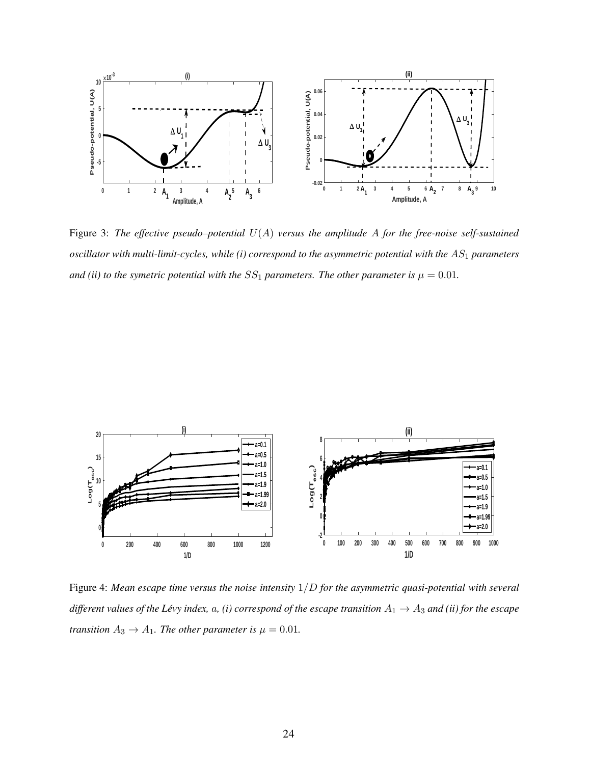Figure 3: *The effective pseudo–potential $U(A)$ versus the amplitude $A$ for the free-noise self-sustained oscillator with multi-limit-cycles, while (i) correspond to the asymmetric potential with the $AS_1$ parameters and (ii) to the symetric potential with the $SS_1$ parameters. The other parameter is $\mu = 0.01$.*

Figure 4: *Mean escape time versus the noise intensity $1/D$ for the asymmetric quasi-potential with several different values of the Lévy index, $a$, (i) correspond of the escape transition $A_1 \rightarrow A_3$ and (ii) for the escape transition $A_3 \rightarrow A_1$. The other parameter is $\mu = 0.01$.*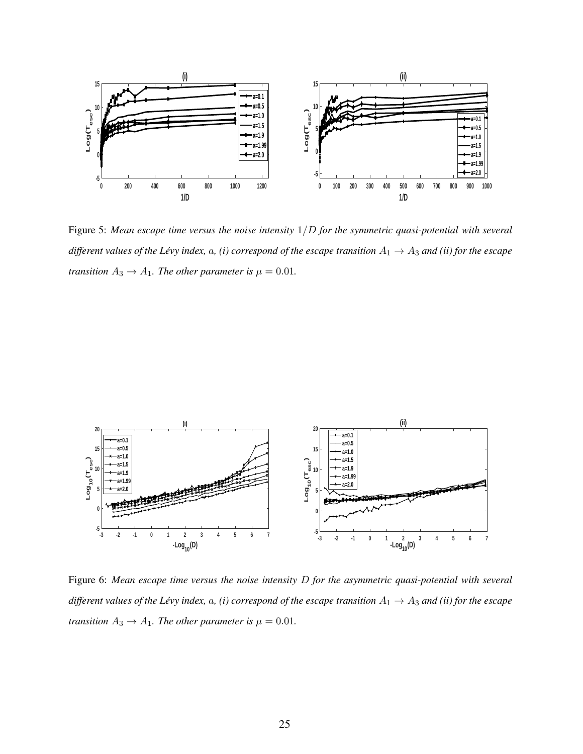Figure 5: *Mean escape time versus the noise intensity $1/D$ for the symmetric quasi-potential with several different values of the Lévy index, $a$, (i) correspond of the escape transition $A_1 \rightarrow A_3$ and (ii) for the escape transition $A_3 \rightarrow A_1$. The other parameter is $\mu = 0.01$.*

Figure 6: *Mean escape time versus the noise intensity $D$ for the asymmetric quasi-potential with several different values of the Lévy index, $a$, (i) correspond of the escape transition $A_1 \rightarrow A_3$ and (ii) for the escape transition $A_3 \rightarrow A_1$. The other parameter is $\mu = 0.01$.*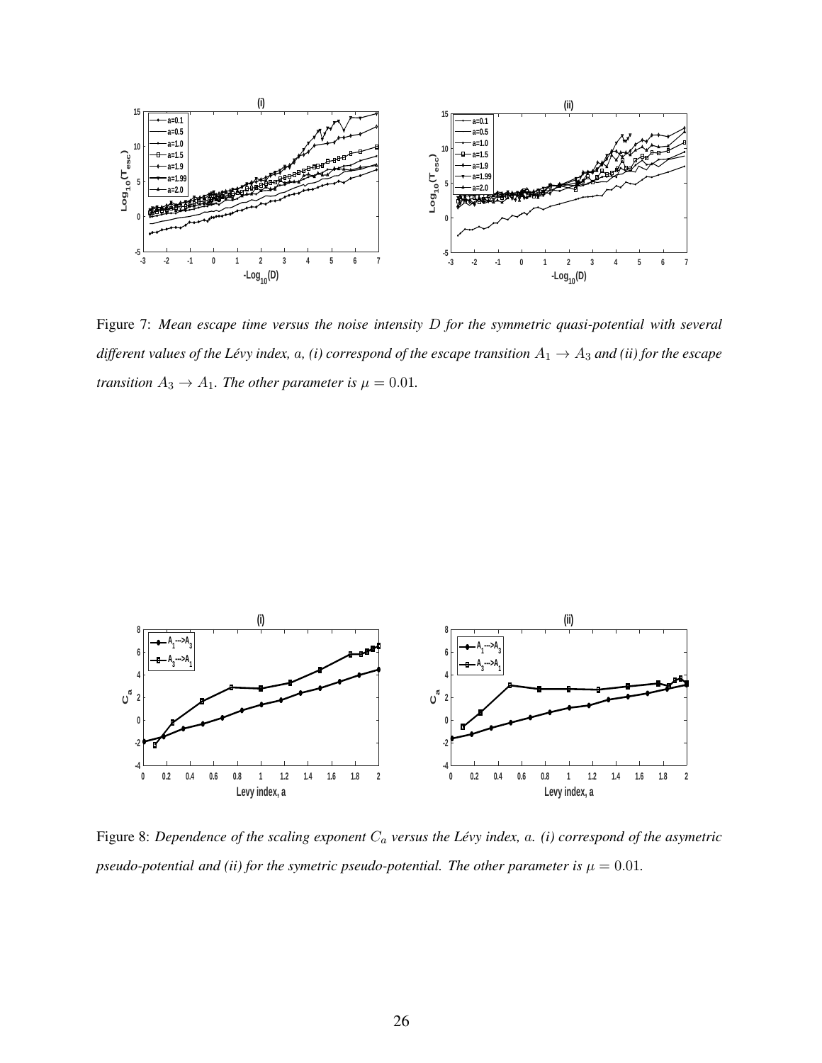Figure 7: *Mean escape time versus the noise intensity $D$ for the symmetric quasi-potential with several different values of the Lévy index, $a$, (i) correspond of the escape transition $A_1 \rightarrow A_3$ and (ii) for the escape transition $A_3 \rightarrow A_1$. The other parameter is $\mu = 0.01$.*

Figure 8: *Dependence of the scaling exponent $C_a$ versus the Lévy index, $a$. (i) correspond of the asymetric pseudo-potential and (ii) for the symetric pseudo-potential. The other parameter is $\mu = 0.01$.*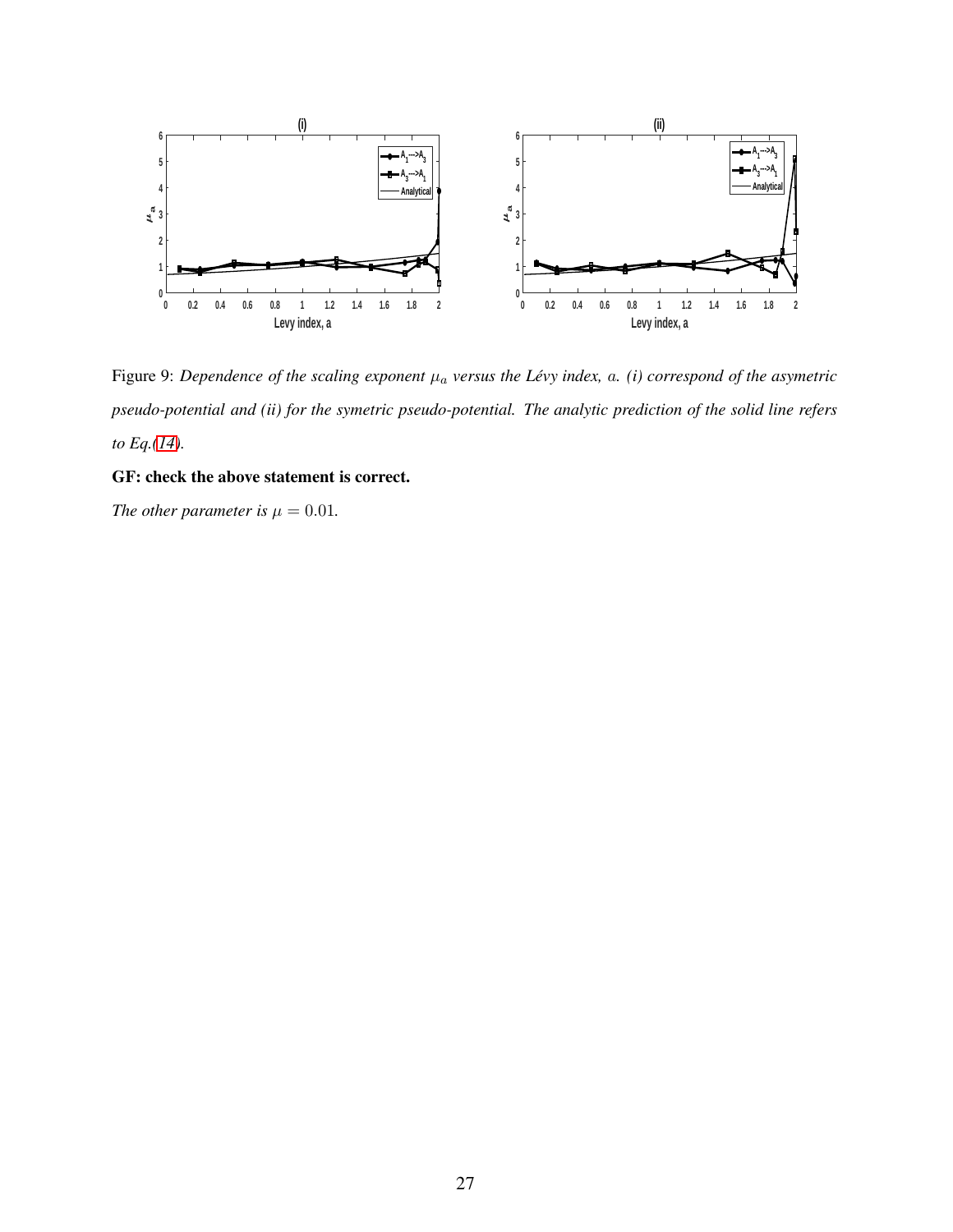Figure 9: *Dependence of the scaling exponent $\mu_a$ versus the Lévy index, $a$. (i) correspond of the asymetric pseudo-potential and (ii) for the symetric pseudo-potential. The analytic prediction of the solid line refers to Eq.(14).*

**GF: check the above statement is correct.**

*The other parameter is $\mu = 0.01$.*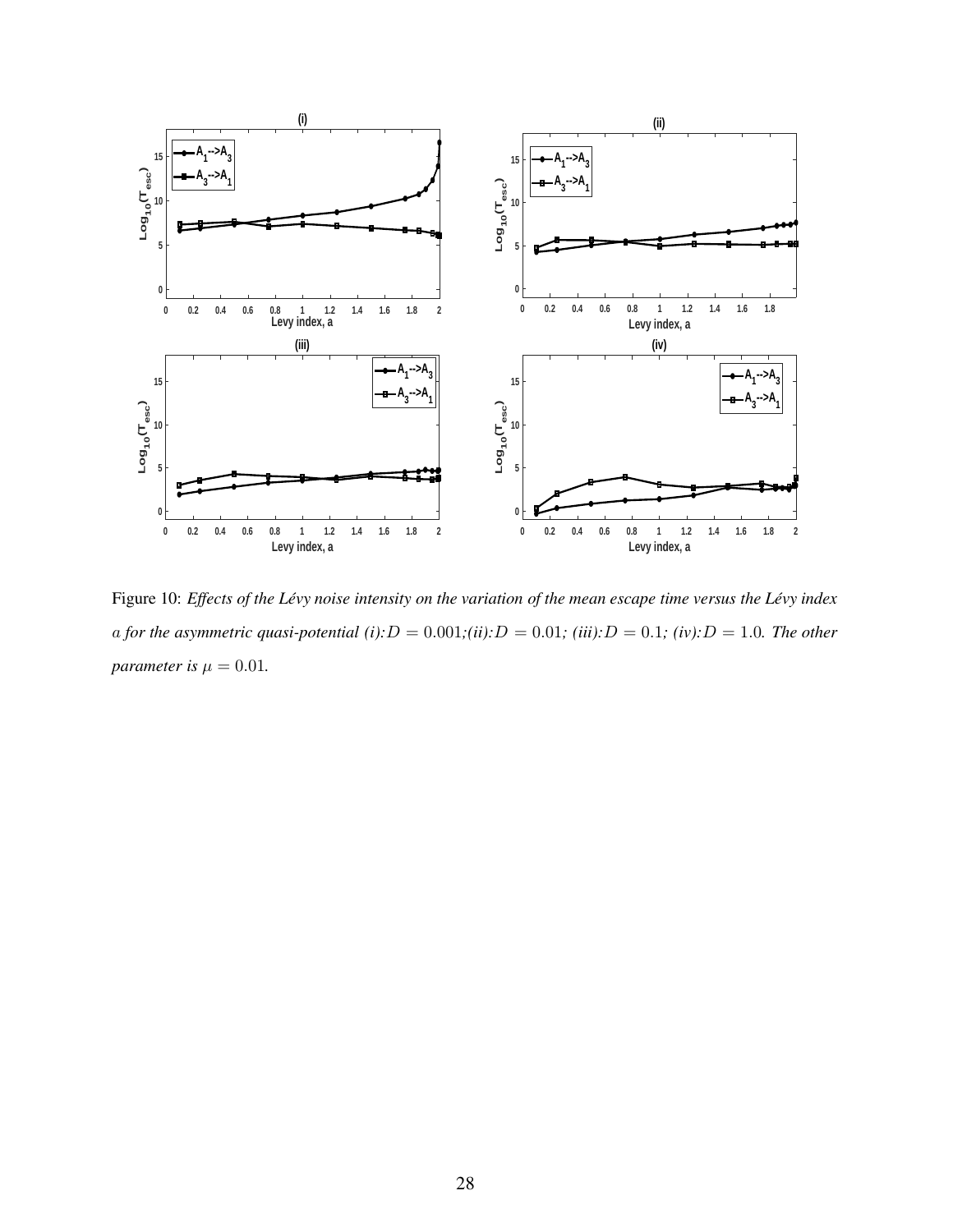Figure 10: *Effects of the Lévy noise intensity on the variation of the mean escape time versus the Lévy index $a$ for the asymmetric quasi-potential (i):$D = 0.001$;(ii):$D = 0.01$; (iii):$D = 0.1$; (iv):$D = 1.0$. The other parameter is $\mu = 0.01$.*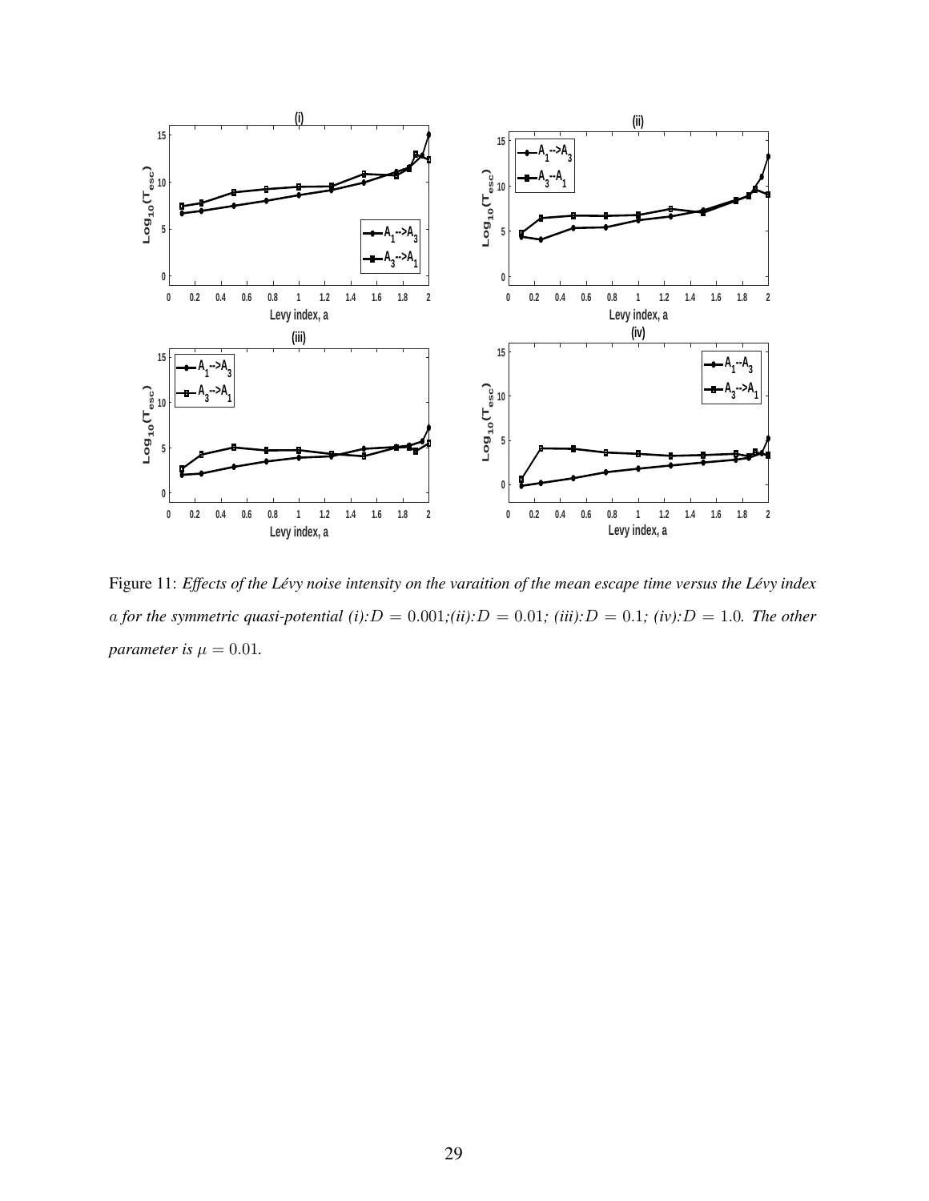Figure 11: *Effects of the Lévy noise intensity on the varaition of the mean escape time versus the Lévy index $a$ for the symmetric quasi-potential (i):$D = 0.001$;(ii):$D = 0.01$; (iii):$D = 0.1$; (iv):$D = 1.0$. The other parameter is $\mu = 0.01$.*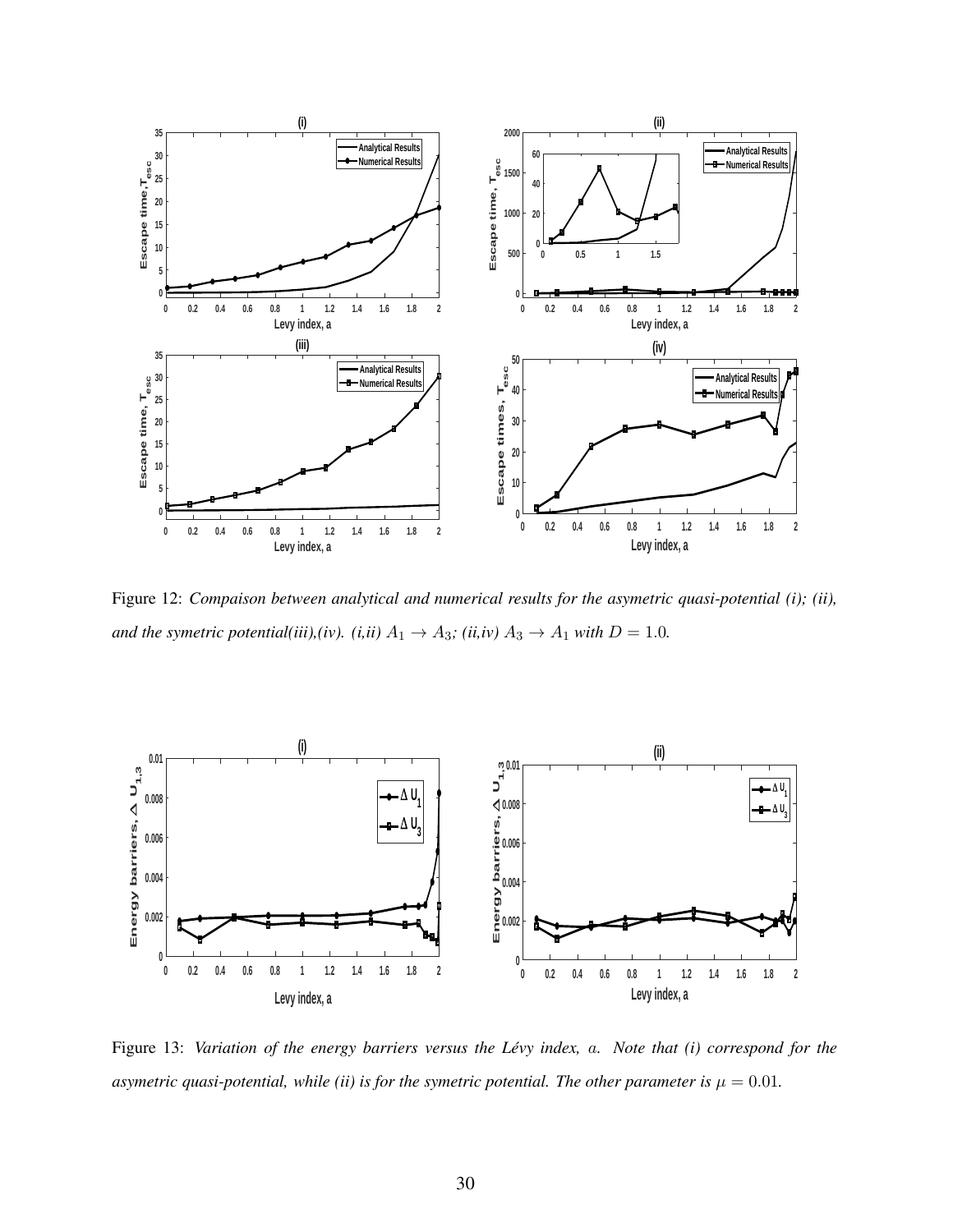Figure 12: *Compaison between analytical and numerical results for the asymetric quasi-potential (i); (ii), and the symetric potential(iii),(iv). (i,ii) $A_1 \rightarrow A_3$; (ii,iv) $A_3 \rightarrow A_1$ with $D = 1.0$.*

Figure 13: *Variation of the energy barriers versus the Lévy index, $a$. Note that (i) correspond for the asymetric quasi-potential, while (ii) is for the symetric potential. The other parameter is $\mu = 0.01$.*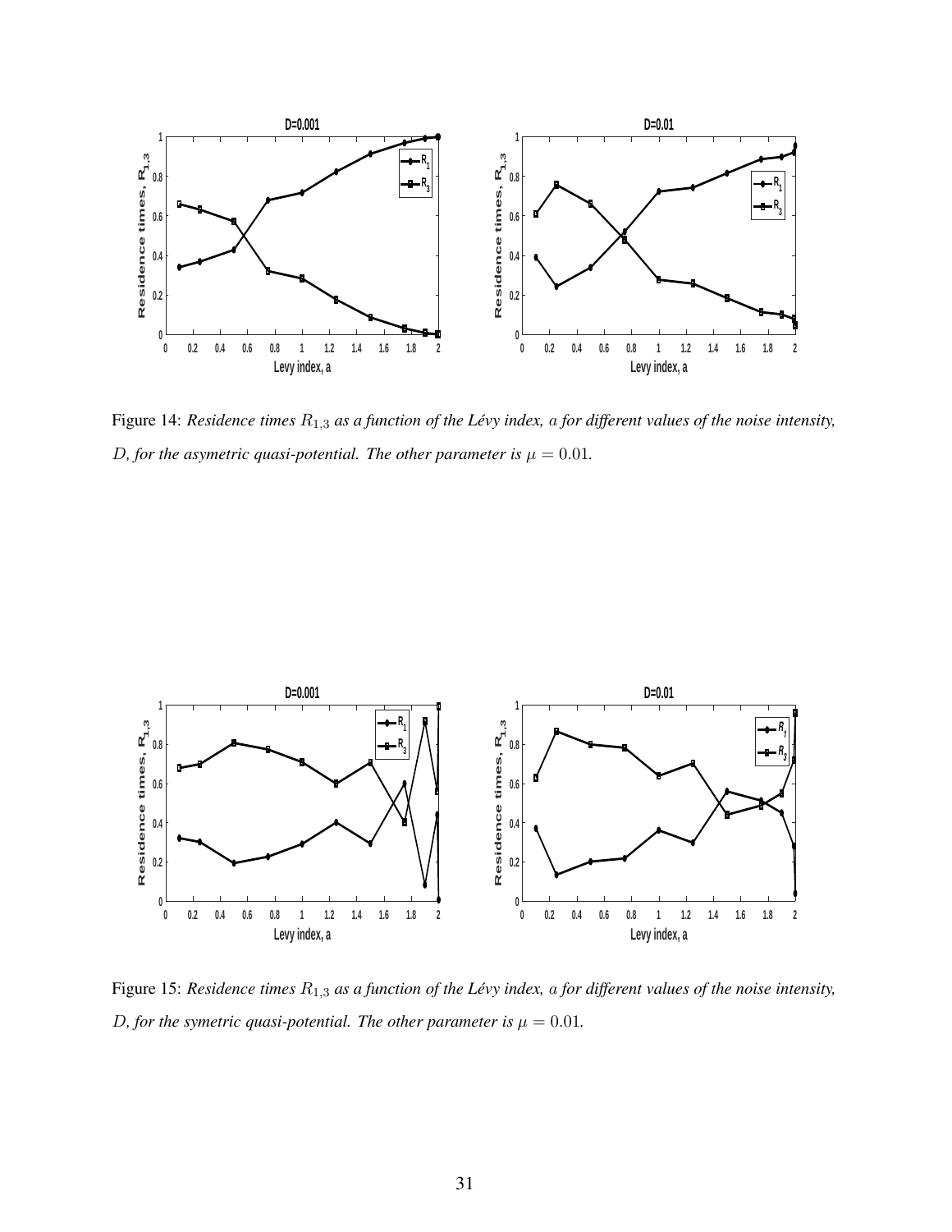D=0.001

Residence times, $R_{1,3}$

Levy index, a

$R_1$

$R_3$

D=0.01

Residence times, $R_{1,3}$

Levy index, a

$R_1$

$R_3$

Figure 14: *Residence times $R_{1,3}$ as a function of the Lévy index, $a$ for different values of the noise intensity, $D$, for the asymetric quasi-potential. The other parameter is $\mu = 0.01$.*

D=0.001

Residence times, $R_{1,3}$

Levy index, a

$R_1$

$R_3$

D=0.01

Residence times, $R_{1,3}$

Levy index, a

$R_1$

$R_3$

Figure 15: *Residence times $R_{1,3}$ as a function of the Lévy index, $a$ for different values of the noise intensity, $D$, for the symetric quasi-potential. The other parameter is $\mu = 0.01$.*